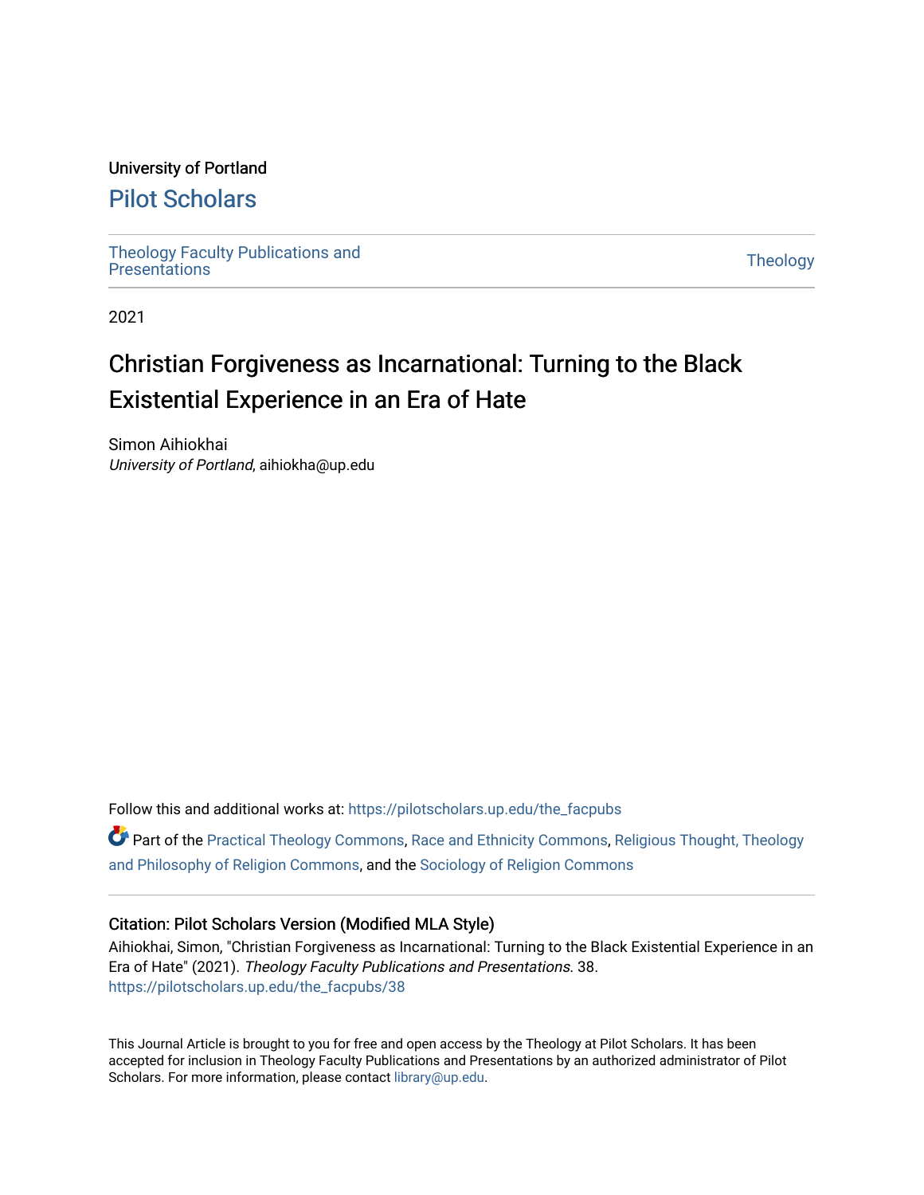University of Portland

# Pilot Scholars

Theology Faculty Publications and Presentations | Theology

2021

## Christian Forgiveness as Incarnational: Turning to the Black Existential Experience in an Era of Hate

Simon Aihiokhai
*University of Portland*, aihiokha@up.edu

Follow this and additional works at: https://pilotscholars.up.edu/the_facpubs

Part of the Practical Theology Commons, Race and Ethnicity Commons, Religious Thought, Theology and Philosophy of Religion Commons, and the Sociology of Religion Commons

### Citation: Pilot Scholars Version (Modified MLA Style)

Aihiokhai, Simon, "Christian Forgiveness as Incarnational: Turning to the Black Existential Experience in an Era of Hate" (2021). *Theology Faculty Publications and Presentations*. 38.
https://pilotscholars.up.edu/the_facpubs/38

This Journal Article is brought to you for free and open access by the Theology at Pilot Scholars. It has been accepted for inclusion in Theology Faculty Publications and Presentations by an authorized administrator of Pilot Scholars. For more information, please contact library@up.edu.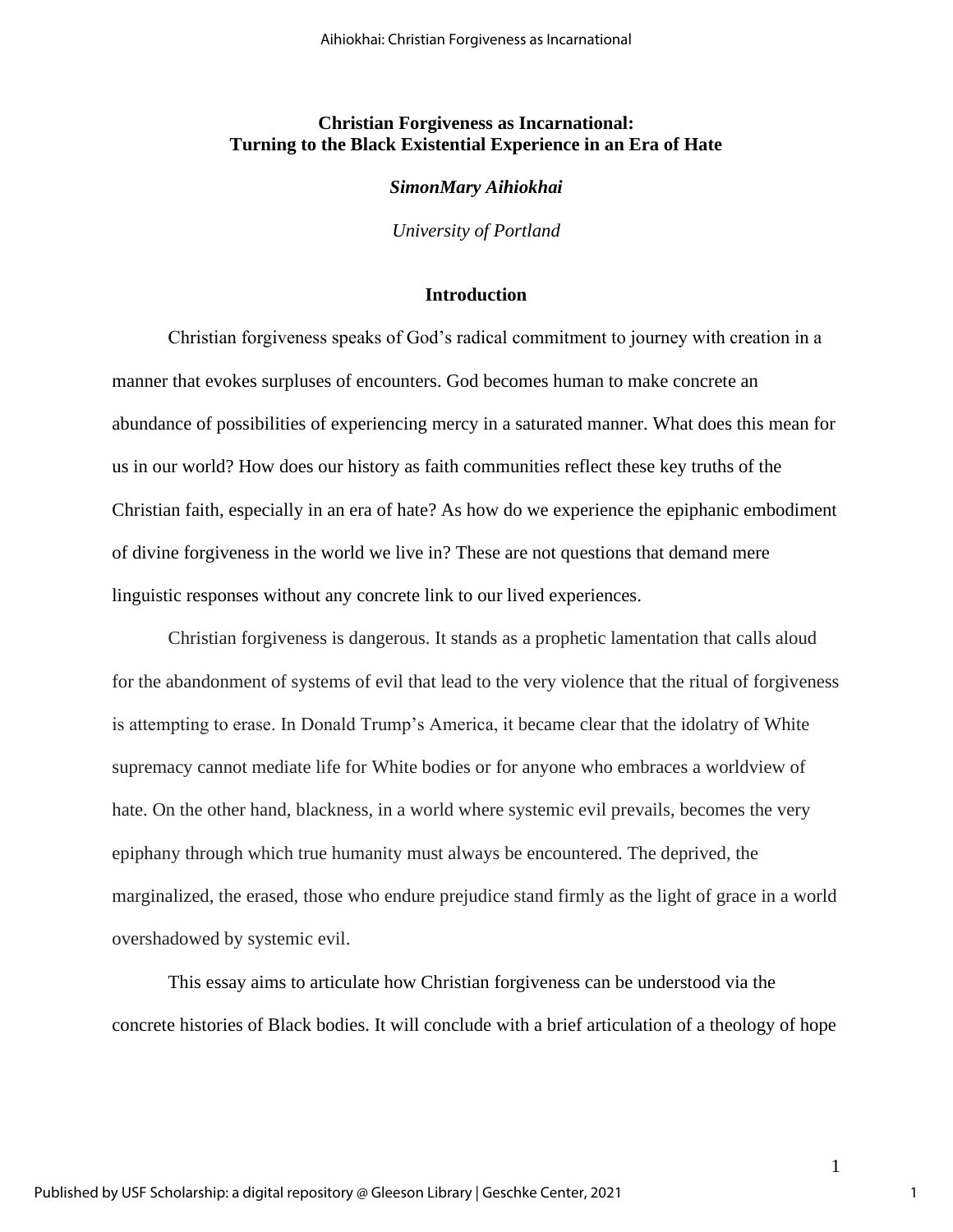# Christian Forgiveness as Incarnational: Turning to the Black Existential Experience in an Era of Hate

***SimonMary Aihiokhai***

*University of Portland*

## Introduction

Christian forgiveness speaks of God's radical commitment to journey with creation in a manner that evokes surpluses of encounters. God becomes human to make concrete an abundance of possibilities of experiencing mercy in a saturated manner. What does this mean for us in our world? How does our history as faith communities reflect these key truths of the Christian faith, especially in an era of hate? As how do we experience the epiphanic embodiment of divine forgiveness in the world we live in? These are not questions that demand mere linguistic responses without any concrete link to our lived experiences.

Christian forgiveness is dangerous. It stands as a prophetic lamentation that calls aloud for the abandonment of systems of evil that lead to the very violence that the ritual of forgiveness is attempting to erase. In Donald Trump's America, it became clear that the idolatry of White supremacy cannot mediate life for White bodies or for anyone who embraces a worldview of hate. On the other hand, blackness, in a world where systemic evil prevails, becomes the very epiphany through which true humanity must always be encountered. The deprived, the marginalized, the erased, those who endure prejudice stand firmly as the light of grace in a world overshadowed by systemic evil.

This essay aims to articulate how Christian forgiveness can be understood via the concrete histories of Black bodies. It will conclude with a brief articulation of a theology of hope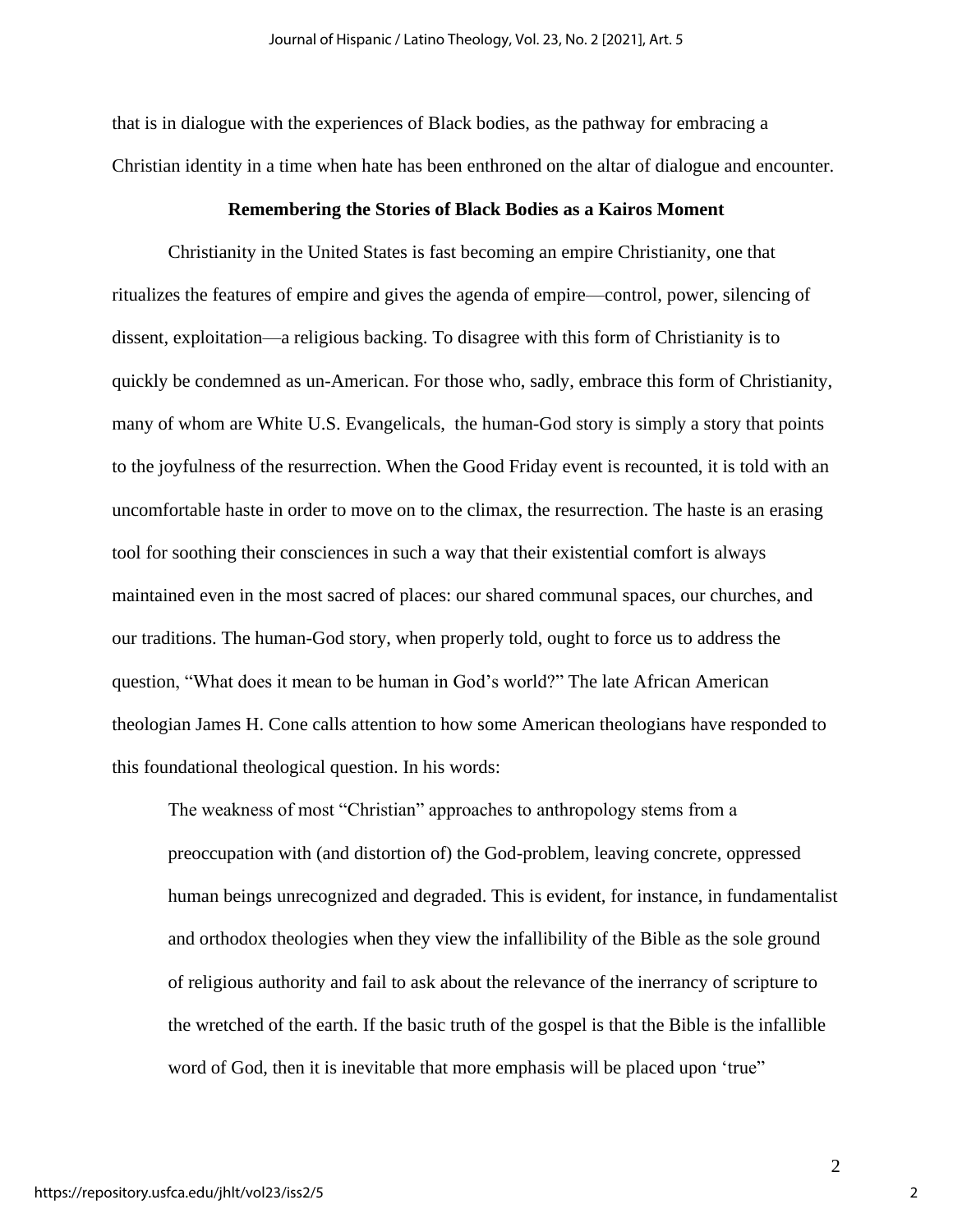that is in dialogue with the experiences of Black bodies, as the pathway for embracing a Christian identity in a time when hate has been enthroned on the altar of dialogue and encounter.

## Remembering the Stories of Black Bodies as a Kairos Moment

Christianity in the United States is fast becoming an empire Christianity, one that ritualizes the features of empire and gives the agenda of empire—control, power, silencing of dissent, exploitation—a religious backing. To disagree with this form of Christianity is to quickly be condemned as un-American. For those who, sadly, embrace this form of Christianity, many of whom are White U.S. Evangelicals, the human-God story is simply a story that points to the joyfulness of the resurrection. When the Good Friday event is recounted, it is told with an uncomfortable haste in order to move on to the climax, the resurrection. The haste is an erasing tool for soothing their consciences in such a way that their existential comfort is always maintained even in the most sacred of places: our shared communal spaces, our churches, and our traditions. The human-God story, when properly told, ought to force us to address the question, "What does it mean to be human in God's world?" The late African American theologian James H. Cone calls attention to how some American theologians have responded to this foundational theological question. In his words:

> The weakness of most "Christian" approaches to anthropology stems from a preoccupation with (and distortion of) the God-problem, leaving concrete, oppressed human beings unrecognized and degraded. This is evident, for instance, in fundamentalist and orthodox theologies when they view the infallibility of the Bible as the sole ground of religious authority and fail to ask about the relevance of the inerrancy of scripture to the wretched of the earth. If the basic truth of the gospel is that the Bible is the infallible word of God, then it is inevitable that more emphasis will be placed upon 'true"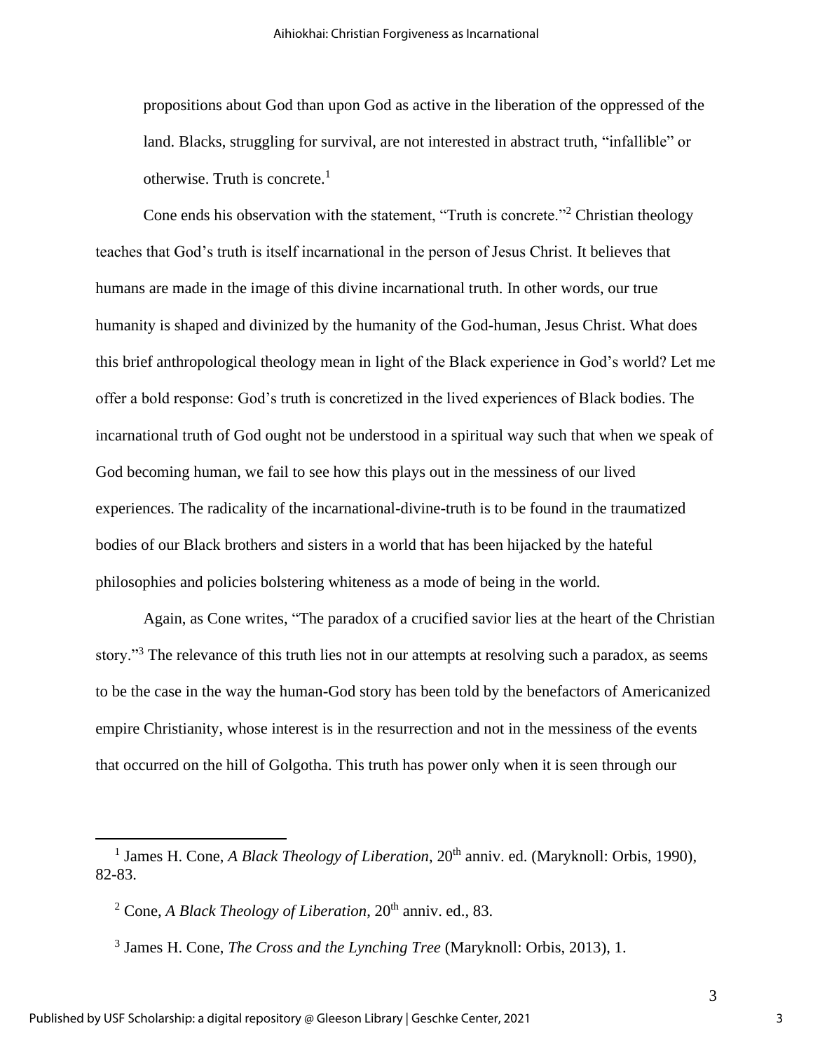propositions about God than upon God as active in the liberation of the oppressed of the land. Blacks, struggling for survival, are not interested in abstract truth, "infallible" or otherwise. Truth is concrete.[1]

Cone ends his observation with the statement, "Truth is concrete."[2] Christian theology teaches that God's truth is itself incarnational in the person of Jesus Christ. It believes that humans are made in the image of this divine incarnational truth. In other words, our true humanity is shaped and divinized by the humanity of the God-human, Jesus Christ. What does this brief anthropological theology mean in light of the Black experience in God's world? Let me offer a bold response: God's truth is concretized in the lived experiences of Black bodies. The incarnational truth of God ought not be understood in a spiritual way such that when we speak of God becoming human, we fail to see how this plays out in the messiness of our lived experiences. The radicality of the incarnational-divine-truth is to be found in the traumatized bodies of our Black brothers and sisters in a world that has been hijacked by the hateful philosophies and policies bolstering whiteness as a mode of being in the world.

Again, as Cone writes, "The paradox of a crucified savior lies at the heart of the Christian story."[3] The relevance of this truth lies not in our attempts at resolving such a paradox, as seems to be the case in the way the human-God story has been told by the benefactors of Americanized empire Christianity, whose interest is in the resurrection and not in the messiness of the events that occurred on the hill of Golgotha. This truth has power only when it is seen through our

---

[1] James H. Cone, *A Black Theology of Liberation*, 20th anniv. ed. (Maryknoll: Orbis, 1990), 82-83.

[2] Cone, *A Black Theology of Liberation*, 20th anniv. ed., 83.

[3] James H. Cone, *The Cross and the Lynching Tree* (Maryknoll: Orbis, 2013), 1.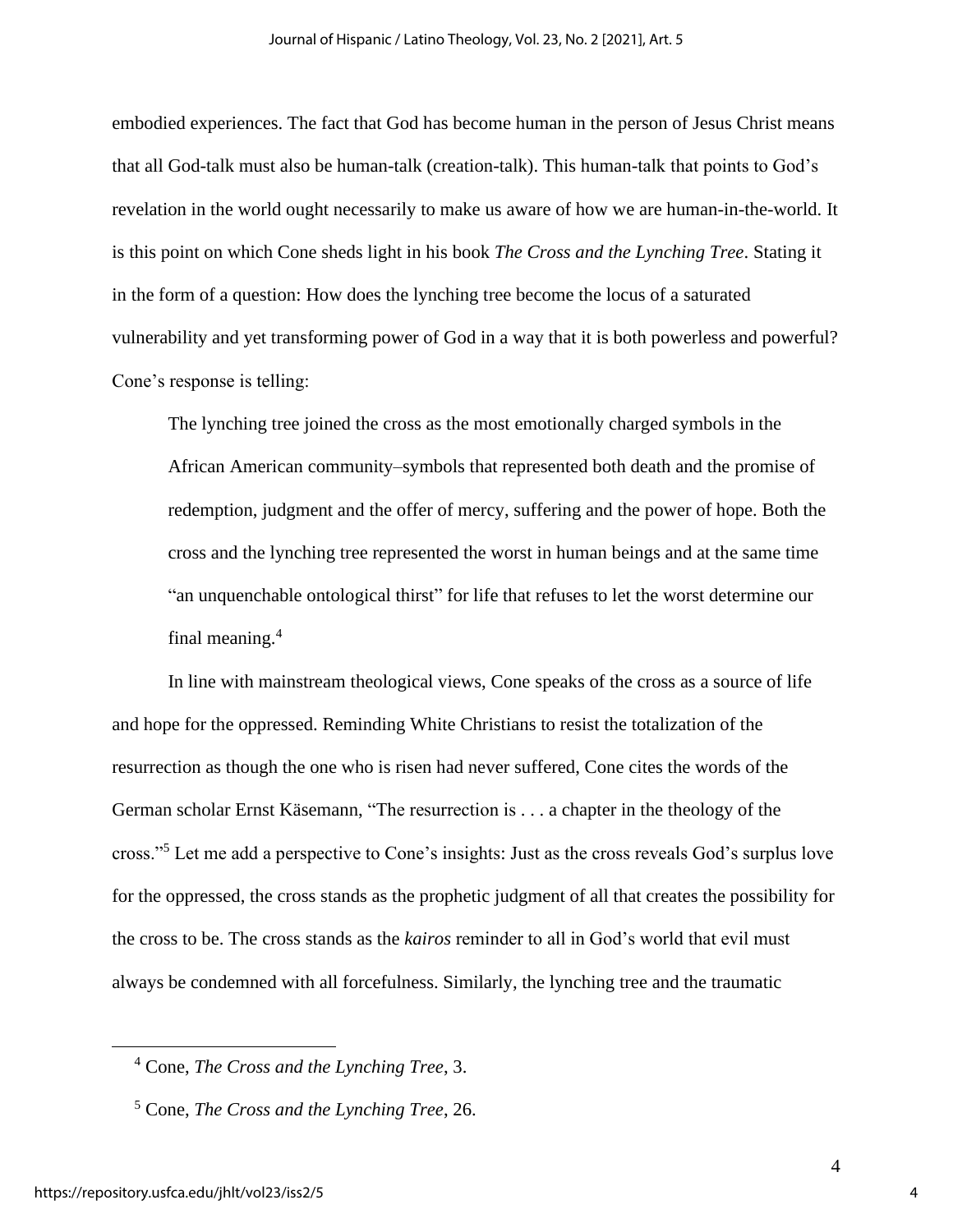embodied experiences. The fact that God has become human in the person of Jesus Christ means that all God-talk must also be human-talk (creation-talk). This human-talk that points to God's revelation in the world ought necessarily to make us aware of how we are human-in-the-world. It is this point on which Cone sheds light in his book *The Cross and the Lynching Tree*. Stating it in the form of a question: How does the lynching tree become the locus of a saturated vulnerability and yet transforming power of God in a way that it is both powerless and powerful? Cone's response is telling:

> The lynching tree joined the cross as the most emotionally charged symbols in the African American community–symbols that represented both death and the promise of redemption, judgment and the offer of mercy, suffering and the power of hope. Both the cross and the lynching tree represented the worst in human beings and at the same time "an unquenchable ontological thirst" for life that refuses to let the worst determine our final meaning.[4]

In line with mainstream theological views, Cone speaks of the cross as a source of life and hope for the oppressed. Reminding White Christians to resist the totalization of the resurrection as though the one who is risen had never suffered, Cone cites the words of the German scholar Ernst Käsemann, "The resurrection is . . . a chapter in the theology of the cross."[5] Let me add a perspective to Cone's insights: Just as the cross reveals God's surplus love for the oppressed, the cross stands as the prophetic judgment of all that creates the possibility for the cross to be. The cross stands as the *kairos* reminder to all in God's world that evil must always be condemned with all forcefulness. Similarly, the lynching tree and the traumatic

---

[4] Cone, *The Cross and the Lynching Tree*, 3.

[5] Cone, *The Cross and the Lynching Tree*, 26.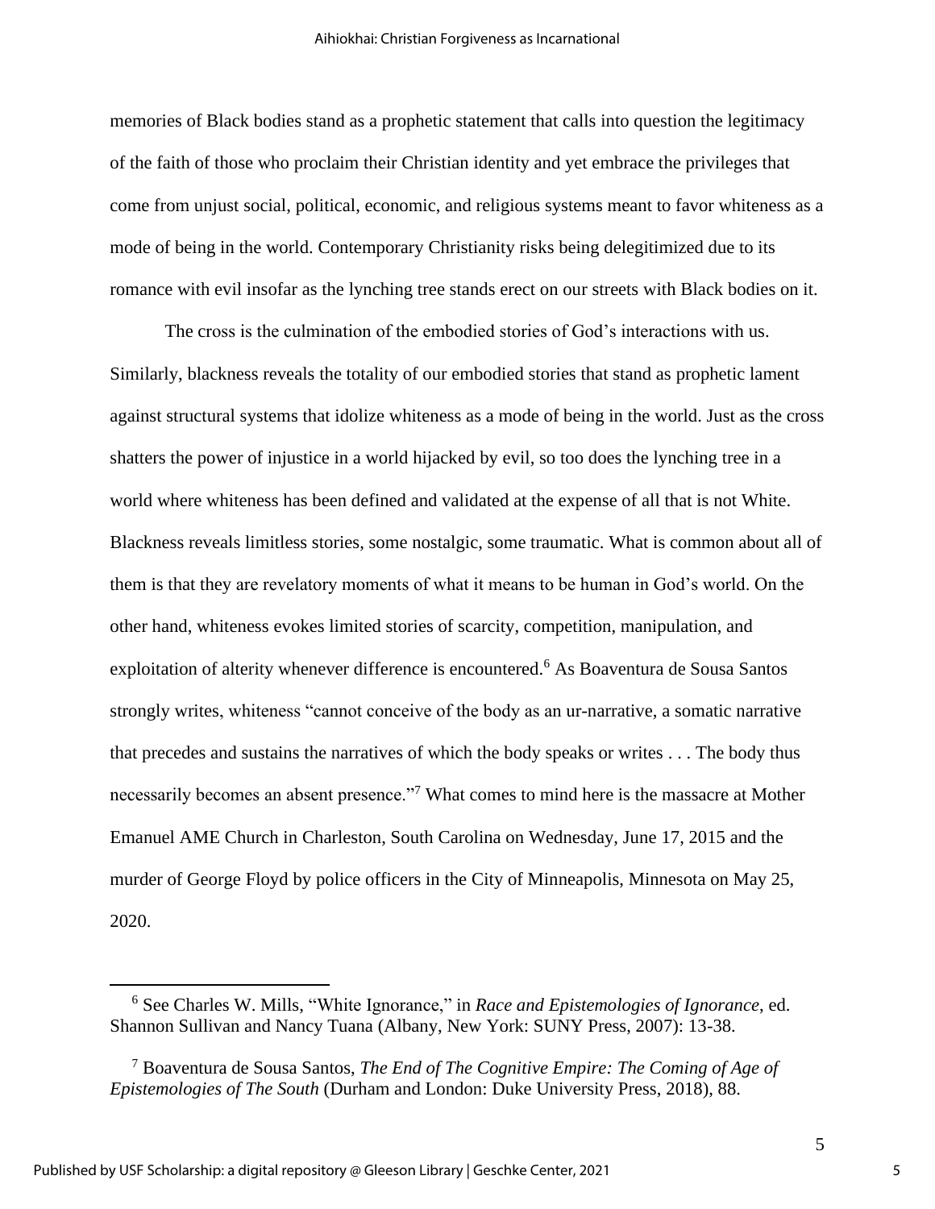memories of Black bodies stand as a prophetic statement that calls into question the legitimacy of the faith of those who proclaim their Christian identity and yet embrace the privileges that come from unjust social, political, economic, and religious systems meant to favor whiteness as a mode of being in the world. Contemporary Christianity risks being delegitimized due to its romance with evil insofar as the lynching tree stands erect on our streets with Black bodies on it.

The cross is the culmination of the embodied stories of God's interactions with us. Similarly, blackness reveals the totality of our embodied stories that stand as prophetic lament against structural systems that idolize whiteness as a mode of being in the world. Just as the cross shatters the power of injustice in a world hijacked by evil, so too does the lynching tree in a world where whiteness has been defined and validated at the expense of all that is not White. Blackness reveals limitless stories, some nostalgic, some traumatic. What is common about all of them is that they are revelatory moments of what it means to be human in God's world. On the other hand, whiteness evokes limited stories of scarcity, competition, manipulation, and exploitation of alterity whenever difference is encountered.[6] As Boaventura de Sousa Santos strongly writes, whiteness "cannot conceive of the body as an ur-narrative, a somatic narrative that precedes and sustains the narratives of which the body speaks or writes . . . The body thus necessarily becomes an absent presence."[7] What comes to mind here is the massacre at Mother Emanuel AME Church in Charleston, South Carolina on Wednesday, June 17, 2015 and the murder of George Floyd by police officers in the City of Minneapolis, Minnesota on May 25, 2020.

---

[6] See Charles W. Mills, "White Ignorance," in *Race and Epistemologies of Ignorance*, ed. Shannon Sullivan and Nancy Tuana (Albany, New York: SUNY Press, 2007): 13-38.

[7] Boaventura de Sousa Santos, *The End of The Cognitive Empire: The Coming of Age of Epistemologies of The South* (Durham and London: Duke University Press, 2018), 88.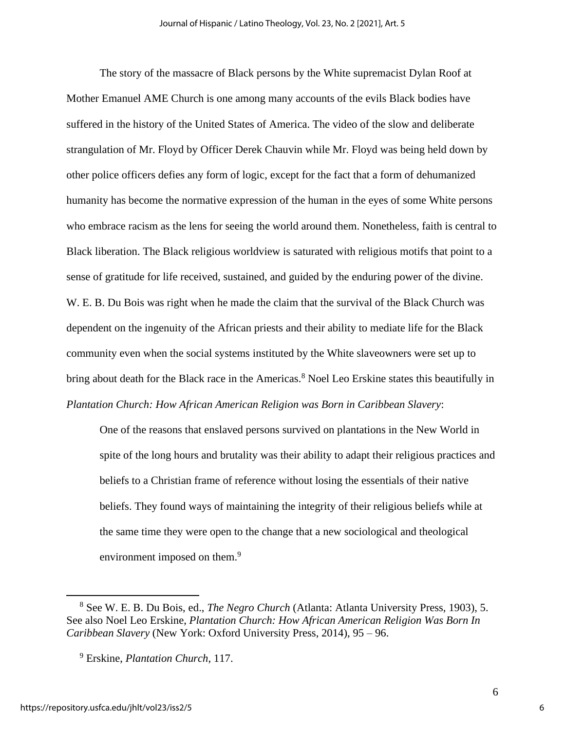The story of the massacre of Black persons by the White supremacist Dylan Roof at Mother Emanuel AME Church is one among many accounts of the evils Black bodies have suffered in the history of the United States of America. The video of the slow and deliberate strangulation of Mr. Floyd by Officer Derek Chauvin while Mr. Floyd was being held down by other police officers defies any form of logic, except for the fact that a form of dehumanized humanity has become the normative expression of the human in the eyes of some White persons who embrace racism as the lens for seeing the world around them. Nonetheless, faith is central to Black liberation. The Black religious worldview is saturated with religious motifs that point to a sense of gratitude for life received, sustained, and guided by the enduring power of the divine. W. E. B. Du Bois was right when he made the claim that the survival of the Black Church was dependent on the ingenuity of the African priests and their ability to mediate life for the Black community even when the social systems instituted by the White slaveowners were set up to bring about death for the Black race in the Americas.[8] Noel Leo Erskine states this beautifully in *Plantation Church: How African American Religion was Born in Caribbean Slavery*:

> One of the reasons that enslaved persons survived on plantations in the New World in spite of the long hours and brutality was their ability to adapt their religious practices and beliefs to a Christian frame of reference without losing the essentials of their native beliefs. They found ways of maintaining the integrity of their religious beliefs while at the same time they were open to the change that a new sociological and theological environment imposed on them.[9]

---

[8] See W. E. B. Du Bois, ed., *The Negro Church* (Atlanta: Atlanta University Press, 1903), 5. See also Noel Leo Erskine, *Plantation Church: How African American Religion Was Born In Caribbean Slavery* (New York: Oxford University Press, 2014), 95 – 96.

[9] Erskine, *Plantation Church*, 117.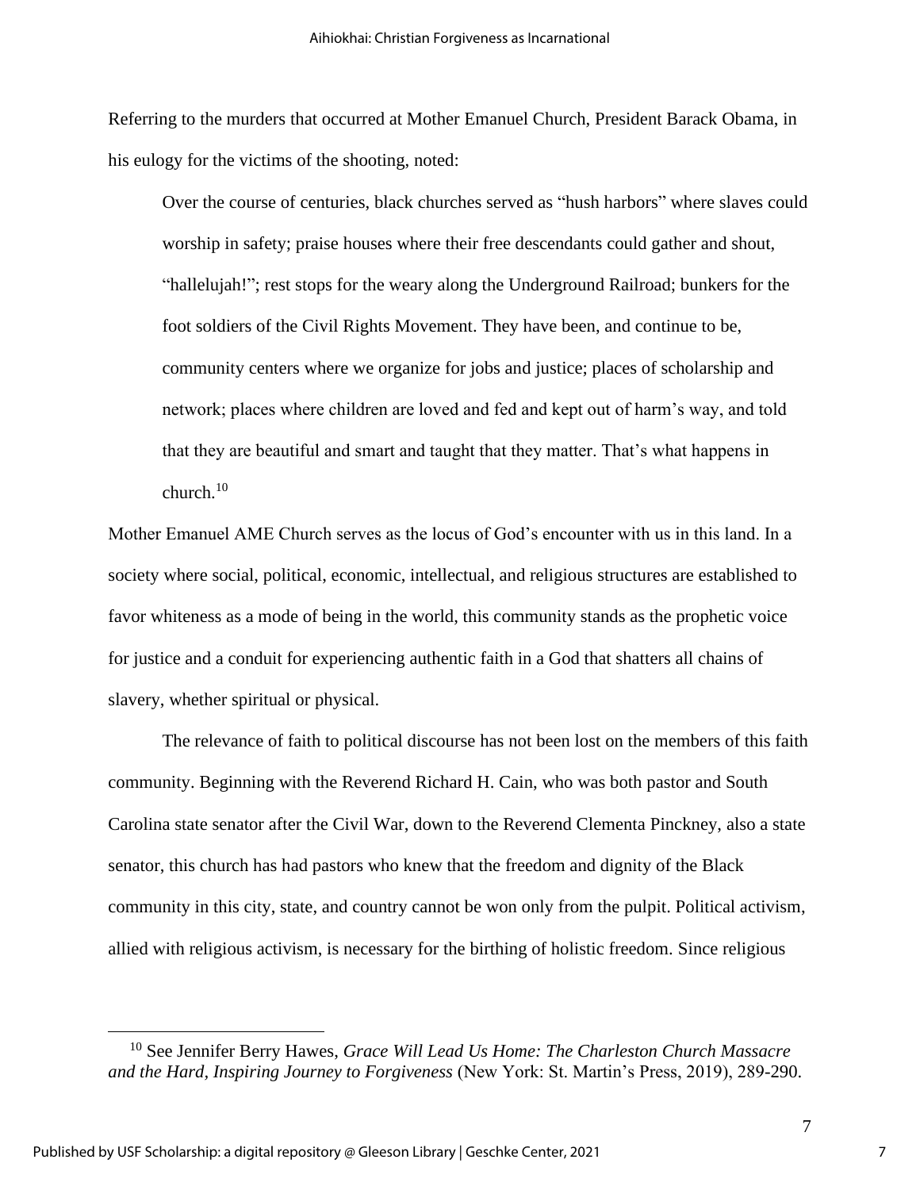Referring to the murders that occurred at Mother Emanuel Church, President Barack Obama, in his eulogy for the victims of the shooting, noted:

> Over the course of centuries, black churches served as "hush harbors" where slaves could worship in safety; praise houses where their free descendants could gather and shout, "hallelujah!"; rest stops for the weary along the Underground Railroad; bunkers for the foot soldiers of the Civil Rights Movement. They have been, and continue to be, community centers where we organize for jobs and justice; places of scholarship and network; places where children are loved and fed and kept out of harm's way, and told that they are beautiful and smart and taught that they matter. That's what happens in church.[10]

Mother Emanuel AME Church serves as the locus of God's encounter with us in this land. In a society where social, political, economic, intellectual, and religious structures are established to favor whiteness as a mode of being in the world, this community stands as the prophetic voice for justice and a conduit for experiencing authentic faith in a God that shatters all chains of slavery, whether spiritual or physical.

The relevance of faith to political discourse has not been lost on the members of this faith community. Beginning with the Reverend Richard H. Cain, who was both pastor and South Carolina state senator after the Civil War, down to the Reverend Clementa Pinckney, also a state senator, this church has had pastors who knew that the freedom and dignity of the Black community in this city, state, and country cannot be won only from the pulpit. Political activism, allied with religious activism, is necessary for the birthing of holistic freedom. Since religious

---

[10] See Jennifer Berry Hawes, *Grace Will Lead Us Home: The Charleston Church Massacre and the Hard, Inspiring Journey to Forgiveness* (New York: St. Martin's Press, 2019), 289-290.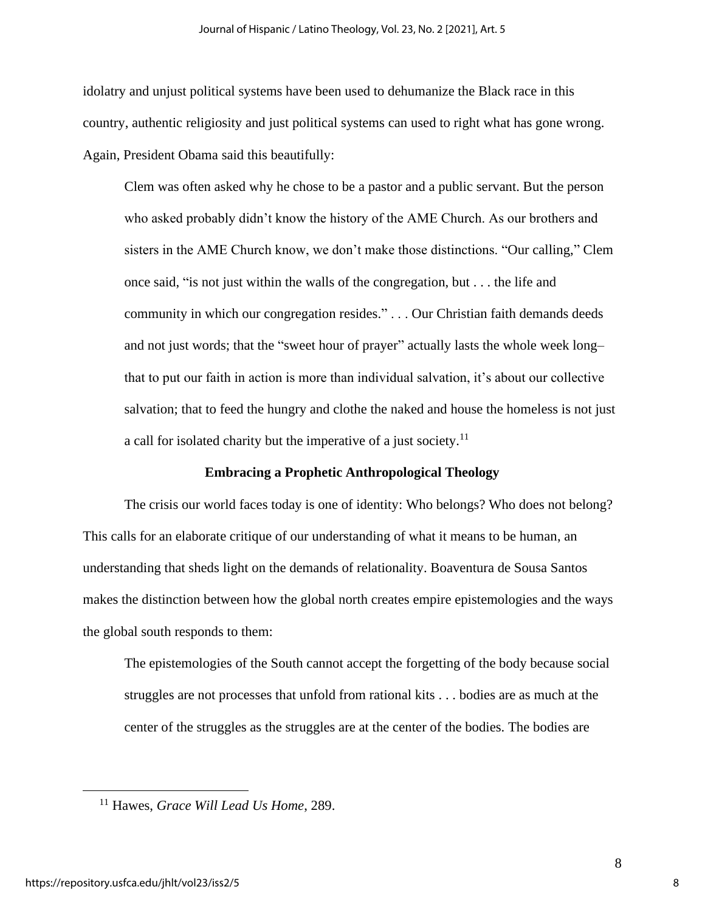idolatry and unjust political systems have been used to dehumanize the Black race in this country, authentic religiosity and just political systems can used to right what has gone wrong. Again, President Obama said this beautifully:

> Clem was often asked why he chose to be a pastor and a public servant. But the person who asked probably didn't know the history of the AME Church. As our brothers and sisters in the AME Church know, we don't make those distinctions. "Our calling," Clem once said, "is not just within the walls of the congregation, but . . . the life and community in which our congregation resides." . . . Our Christian faith demands deeds and not just words; that the "sweet hour of prayer" actually lasts the whole week long– that to put our faith in action is more than individual salvation, it's about our collective salvation; that to feed the hungry and clothe the naked and house the homeless is not just a call for isolated charity but the imperative of a just society.[11]

## Embracing a Prophetic Anthropological Theology

The crisis our world faces today is one of identity: Who belongs? Who does not belong? This calls for an elaborate critique of our understanding of what it means to be human, an understanding that sheds light on the demands of relationality. Boaventura de Sousa Santos makes the distinction between how the global north creates empire epistemologies and the ways the global south responds to them:

> The epistemologies of the South cannot accept the forgetting of the body because social struggles are not processes that unfold from rational kits . . . bodies are as much at the center of the struggles as the struggles are at the center of the bodies. The bodies are

[11] Hawes, *Grace Will Lead Us Home*, 289.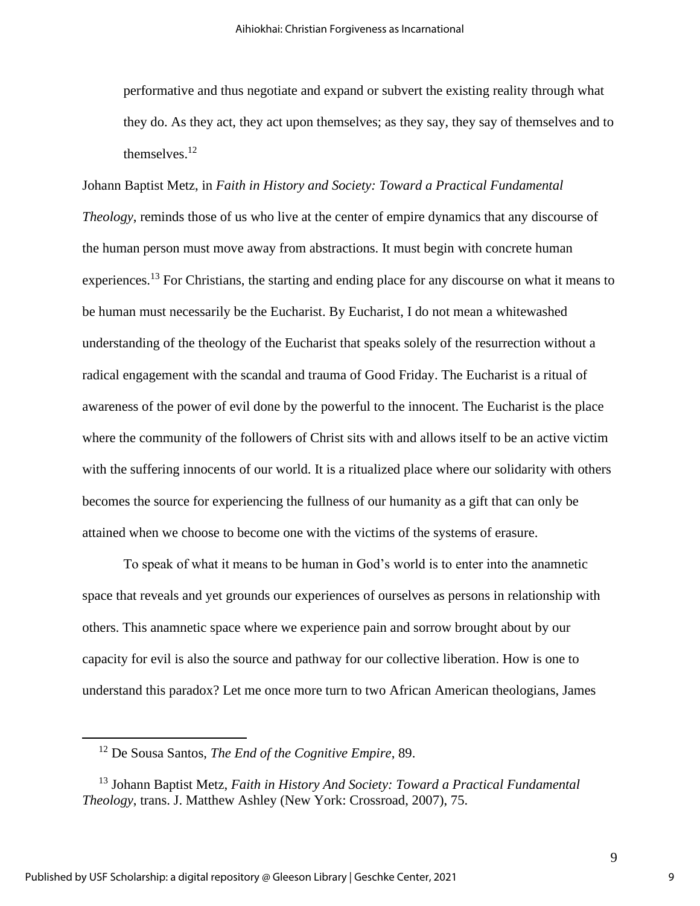> performative and thus negotiate and expand or subvert the existing reality through what they do. As they act, they act upon themselves; as they say, they say of themselves and to themselves.[12]

Johann Baptist Metz, in *Faith in History and Society: Toward a Practical Fundamental Theology*, reminds those of us who live at the center of empire dynamics that any discourse of the human person must move away from abstractions. It must begin with concrete human experiences.[13] For Christians, the starting and ending place for any discourse on what it means to be human must necessarily be the Eucharist. By Eucharist, I do not mean a whitewashed understanding of the theology of the Eucharist that speaks solely of the resurrection without a radical engagement with the scandal and trauma of Good Friday. The Eucharist is a ritual of awareness of the power of evil done by the powerful to the innocent. The Eucharist is the place where the community of the followers of Christ sits with and allows itself to be an active victim with the suffering innocents of our world. It is a ritualized place where our solidarity with others becomes the source for experiencing the fullness of our humanity as a gift that can only be attained when we choose to become one with the victims of the systems of erasure.

To speak of what it means to be human in God's world is to enter into the anamnetic space that reveals and yet grounds our experiences of ourselves as persons in relationship with others. This anamnetic space where we experience pain and sorrow brought about by our capacity for evil is also the source and pathway for our collective liberation. How is one to understand this paradox? Let me once more turn to two African American theologians, James

---

[12] De Sousa Santos, *The End of the Cognitive Empire*, 89.

[13] Johann Baptist Metz, *Faith in History And Society: Toward a Practical Fundamental Theology*, trans. J. Matthew Ashley (New York: Crossroad, 2007), 75.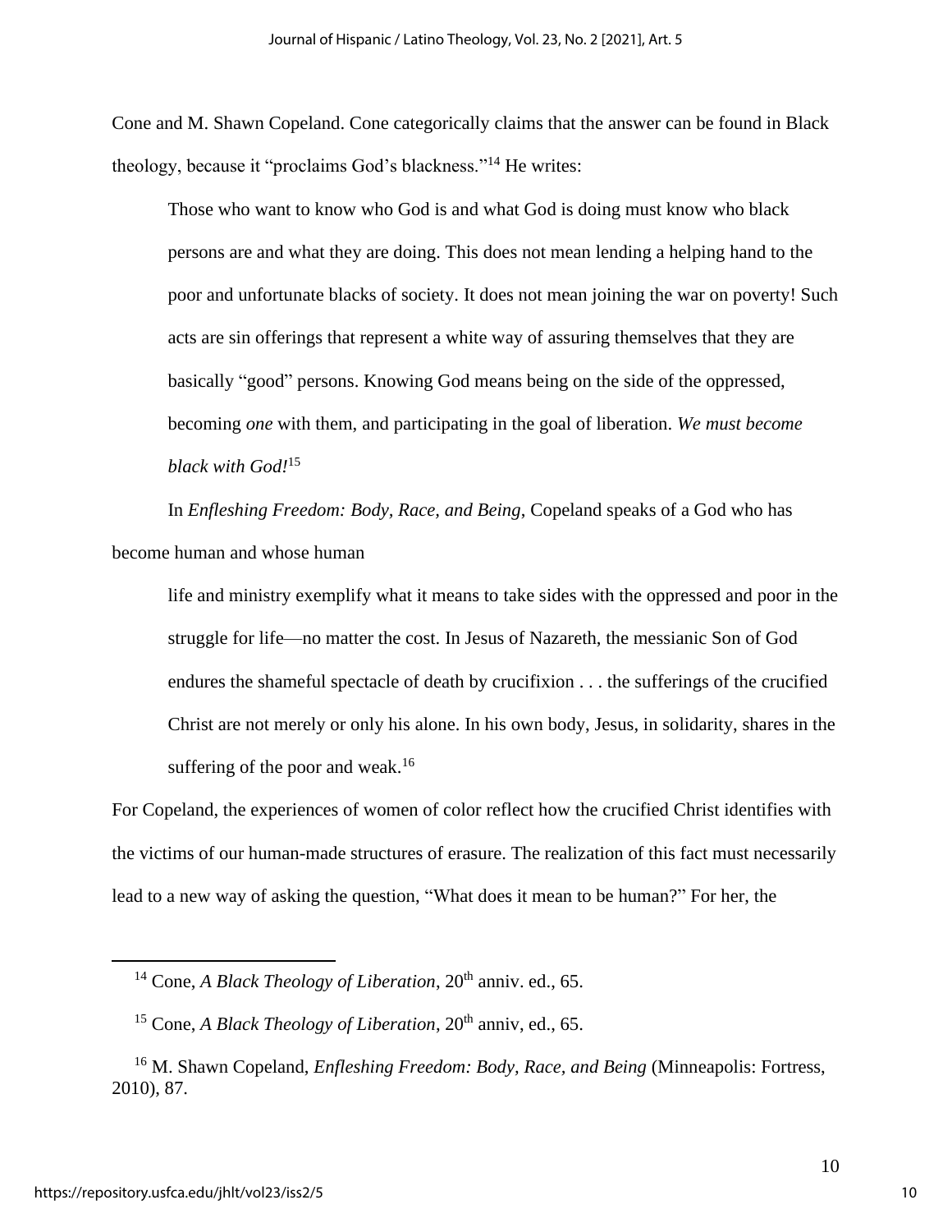Cone and M. Shawn Copeland. Cone categorically claims that the answer can be found in Black theology, because it "proclaims God's blackness."[14] He writes:

> Those who want to know who God is and what God is doing must know who black persons are and what they are doing. This does not mean lending a helping hand to the poor and unfortunate blacks of society. It does not mean joining the war on poverty! Such acts are sin offerings that represent a white way of assuring themselves that they are basically "good" persons. Knowing God means being on the side of the oppressed, becoming *one* with them, and participating in the goal of liberation. *We must become black with God!*[15]

In *Enfleshing Freedom: Body, Race, and Being*, Copeland speaks of a God who has become human and whose human

> life and ministry exemplify what it means to take sides with the oppressed and poor in the struggle for life—no matter the cost. In Jesus of Nazareth, the messianic Son of God endures the shameful spectacle of death by crucifixion . . . the sufferings of the crucified Christ are not merely or only his alone. In his own body, Jesus, in solidarity, shares in the suffering of the poor and weak.[16]

For Copeland, the experiences of women of color reflect how the crucified Christ identifies with the victims of our human-made structures of erasure. The realization of this fact must necessarily lead to a new way of asking the question, "What does it mean to be human?" For her, the

---

[14] Cone, *A Black Theology of Liberation*, 20th anniv. ed., 65.

[15] Cone, *A Black Theology of Liberation*, 20th anniv, ed., 65.

[16] M. Shawn Copeland, *Enfleshing Freedom: Body, Race, and Being* (Minneapolis: Fortress, 2010), 87.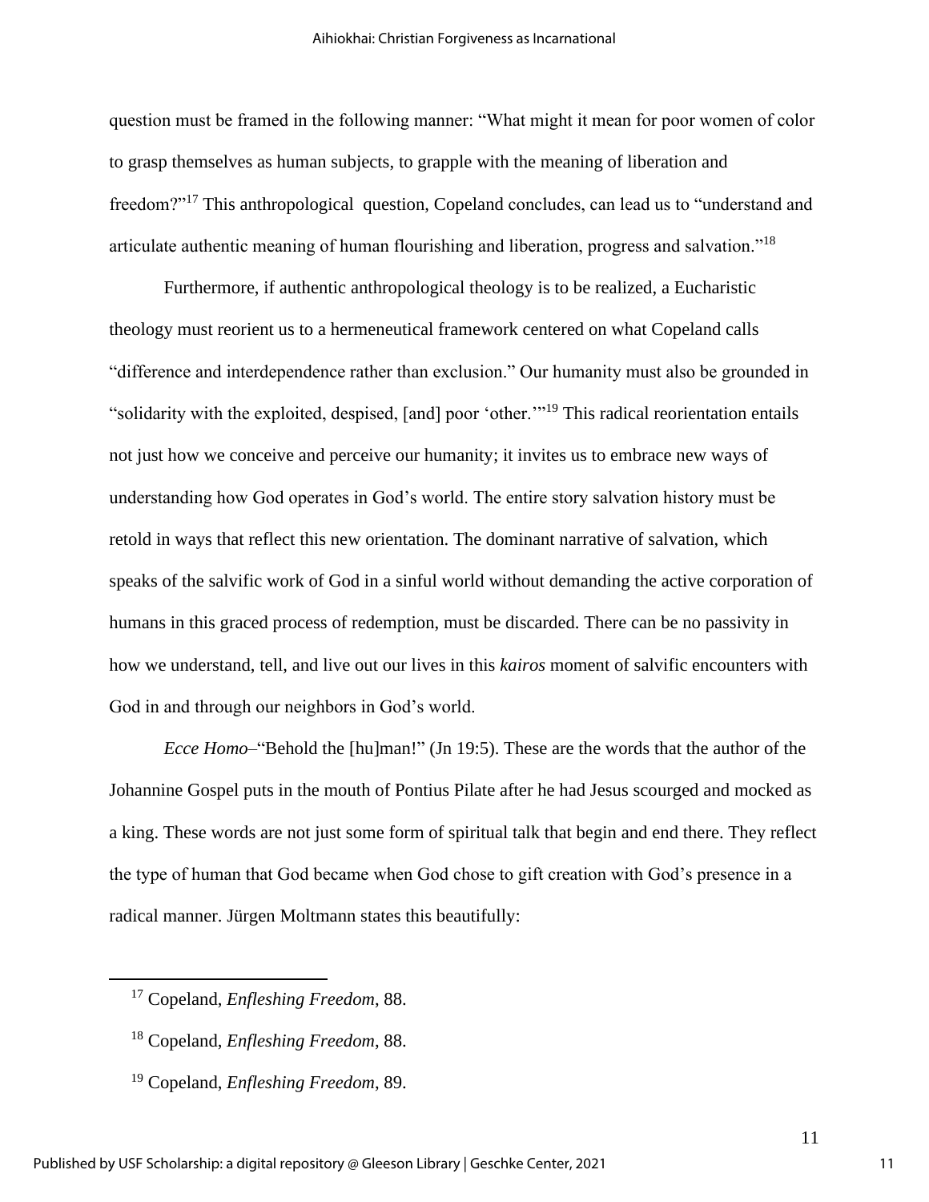question must be framed in the following manner: "What might it mean for poor women of color to grasp themselves as human subjects, to grapple with the meaning of liberation and freedom?"[17] This anthropological question, Copeland concludes, can lead us to "understand and articulate authentic meaning of human flourishing and liberation, progress and salvation."[18]

Furthermore, if authentic anthropological theology is to be realized, a Eucharistic theology must reorient us to a hermeneutical framework centered on what Copeland calls "difference and interdependence rather than exclusion." Our humanity must also be grounded in "solidarity with the exploited, despised, [and] poor 'other.'"[19] This radical reorientation entails not just how we conceive and perceive our humanity; it invites us to embrace new ways of understanding how God operates in God's world. The entire story salvation history must be retold in ways that reflect this new orientation. The dominant narrative of salvation, which speaks of the salvific work of God in a sinful world without demanding the active corporation of humans in this graced process of redemption, must be discarded. There can be no passivity in how we understand, tell, and live out our lives in this *kairos* moment of salvific encounters with God in and through our neighbors in God's world.

*Ecce Homo*–"Behold the [hu]man!" (Jn 19:5). These are the words that the author of the Johannine Gospel puts in the mouth of Pontius Pilate after he had Jesus scourged and mocked as a king. These words are not just some form of spiritual talk that begin and end there. They reflect the type of human that God became when God chose to gift creation with God's presence in a radical manner. Jürgen Moltmann states this beautifully:

---

[17] Copeland, *Enfleshing Freedom*, 88.

[18] Copeland, *Enfleshing Freedom*, 88.

[19] Copeland, *Enfleshing Freedom*, 89.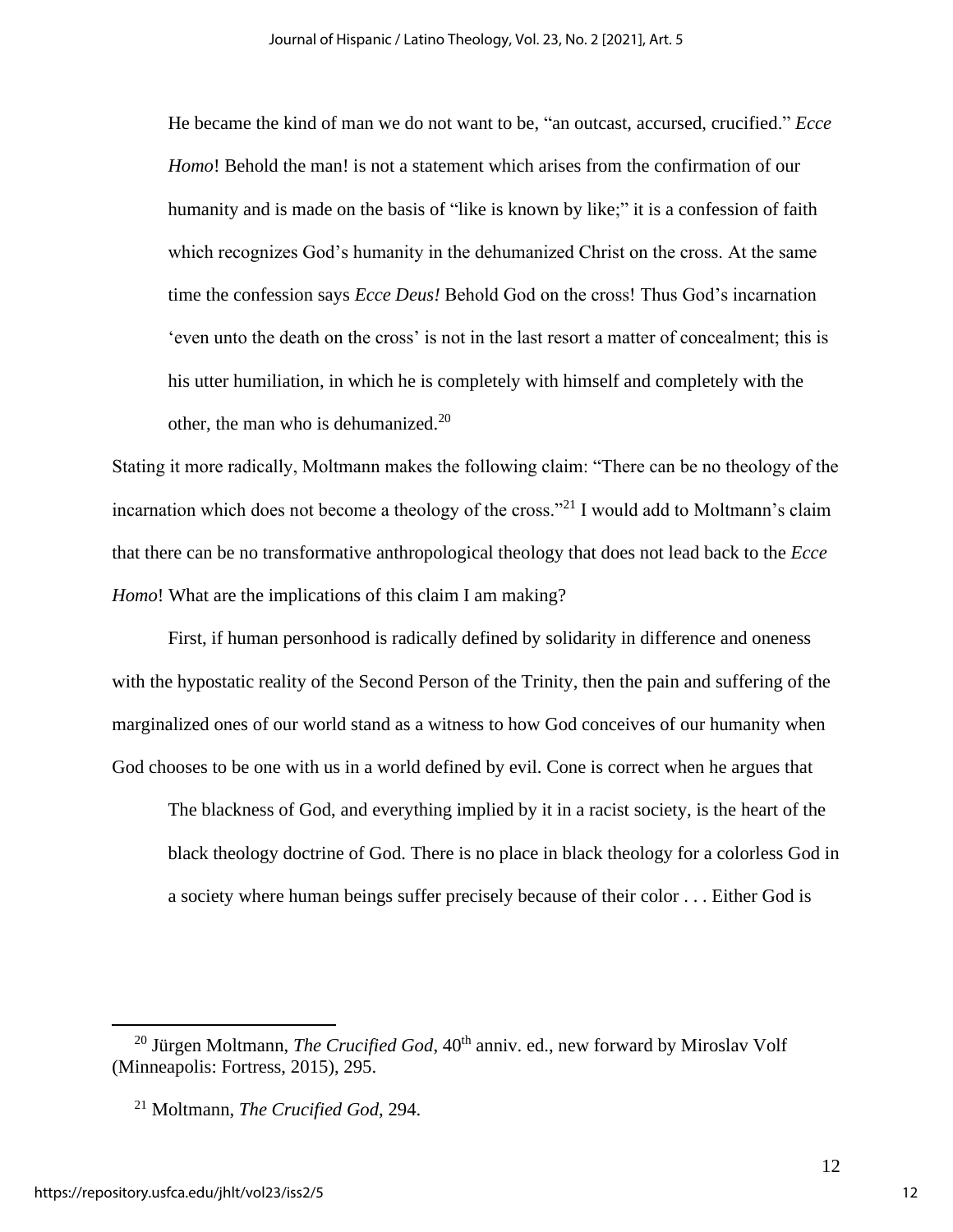> He became the kind of man we do not want to be, "an outcast, accursed, crucified." *Ecce Homo*! Behold the man! is not a statement which arises from the confirmation of our humanity and is made on the basis of "like is known by like;" it is a confession of faith which recognizes God's humanity in the dehumanized Christ on the cross. At the same time the confession says *Ecce Deus!* Behold God on the cross! Thus God's incarnation 'even unto the death on the cross' is not in the last resort a matter of concealment; this is his utter humiliation, in which he is completely with himself and completely with the other, the man who is dehumanized.[20]

Stating it more radically, Moltmann makes the following claim: "There can be no theology of the incarnation which does not become a theology of the cross."[21] I would add to Moltmann's claim that there can be no transformative anthropological theology that does not lead back to the *Ecce Homo*! What are the implications of this claim I am making?

First, if human personhood is radically defined by solidarity in difference and oneness with the hypostatic reality of the Second Person of the Trinity, then the pain and suffering of the marginalized ones of our world stand as a witness to how God conceives of our humanity when God chooses to be one with us in a world defined by evil. Cone is correct when he argues that

> The blackness of God, and everything implied by it in a racist society, is the heart of the black theology doctrine of God. There is no place in black theology for a colorless God in a society where human beings suffer precisely because of their color . . . Either God is

---

[20] Jürgen Moltmann, *The Crucified God*, 40th anniv. ed., new forward by Miroslav Volf (Minneapolis: Fortress, 2015), 295.

[21] Moltmann, *The Crucified God*, 294.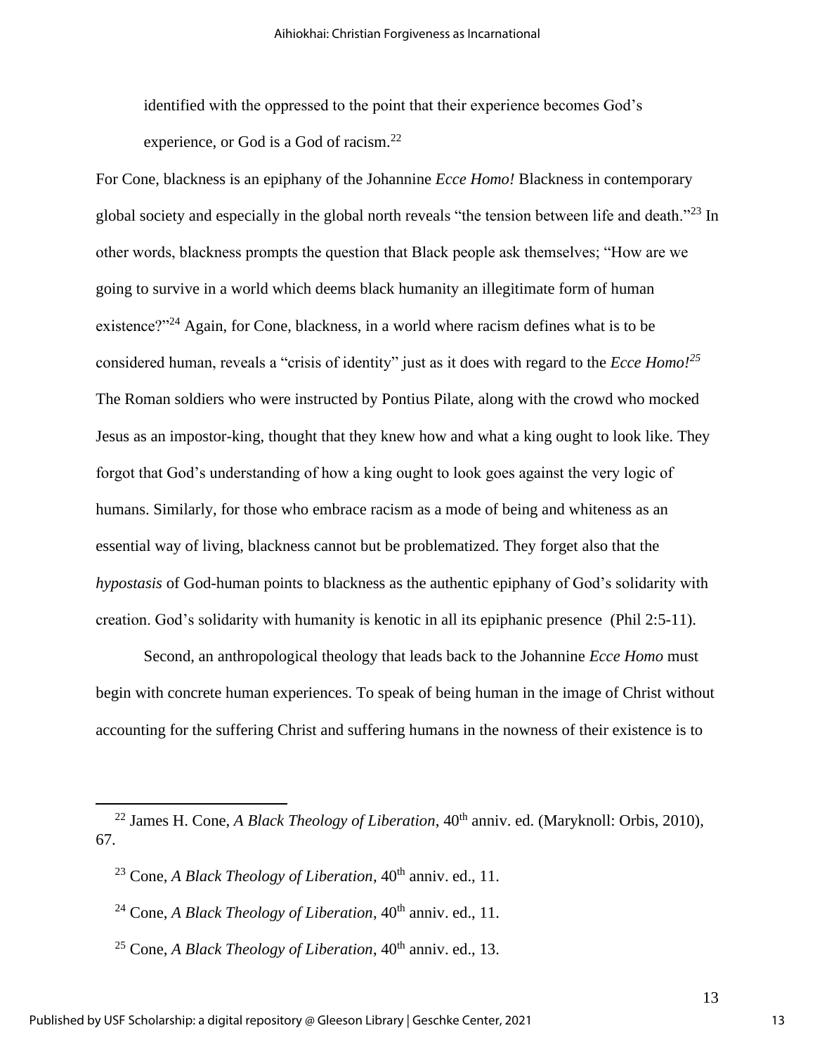identified with the oppressed to the point that their experience becomes God's experience, or God is a God of racism.[22]

For Cone, blackness is an epiphany of the Johannine *Ecce Homo!* Blackness in contemporary global society and especially in the global north reveals "the tension between life and death."[23] In other words, blackness prompts the question that Black people ask themselves; "How are we going to survive in a world which deems black humanity an illegitimate form of human existence?"[24] Again, for Cone, blackness, in a world where racism defines what is to be considered human, reveals a "crisis of identity" just as it does with regard to the *Ecce Homo!*[25] The Roman soldiers who were instructed by Pontius Pilate, along with the crowd who mocked Jesus as an impostor-king, thought that they knew how and what a king ought to look like. They forgot that God's understanding of how a king ought to look goes against the very logic of humans. Similarly, for those who embrace racism as a mode of being and whiteness as an essential way of living, blackness cannot but be problematized. They forget also that the *hypostasis* of God-human points to blackness as the authentic epiphany of God's solidarity with creation. God's solidarity with humanity is kenotic in all its epiphanic presence (Phil 2:5-11).

Second, an anthropological theology that leads back to the Johannine *Ecce Homo* must begin with concrete human experiences. To speak of being human in the image of Christ without accounting for the suffering Christ and suffering humans in the nowness of their existence is to

---

[22] James H. Cone, *A Black Theology of Liberation*, 40th anniv. ed. (Maryknoll: Orbis, 2010), 67.

[23] Cone, *A Black Theology of Liberation*, 40th anniv. ed., 11.

[24] Cone, *A Black Theology of Liberation*, 40th anniv. ed., 11.

[25] Cone, *A Black Theology of Liberation*, 40th anniv. ed., 13.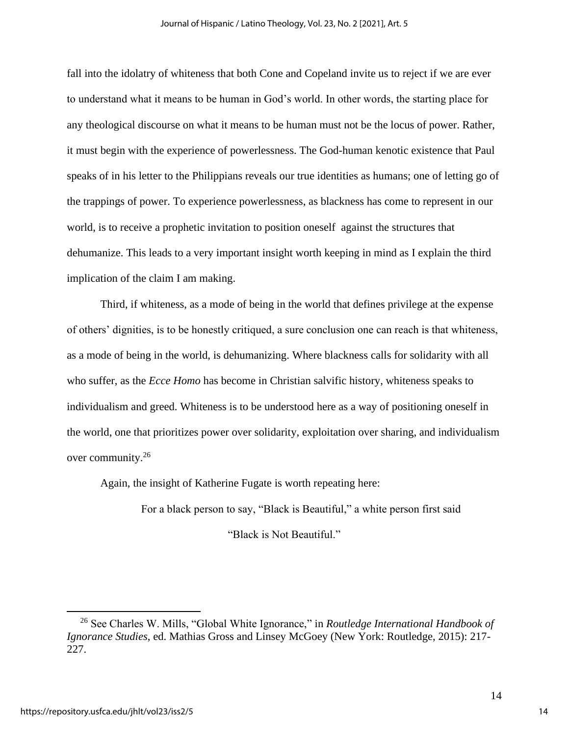fall into the idolatry of whiteness that both Cone and Copeland invite us to reject if we are ever to understand what it means to be human in God's world. In other words, the starting place for any theological discourse on what it means to be human must not be the locus of power. Rather, it must begin with the experience of powerlessness. The God-human kenotic existence that Paul speaks of in his letter to the Philippians reveals our true identities as humans; one of letting go of the trappings of power. To experience powerlessness, as blackness has come to represent in our world, is to receive a prophetic invitation to position oneself against the structures that dehumanize. This leads to a very important insight worth keeping in mind as I explain the third implication of the claim I am making.

Third, if whiteness, as a mode of being in the world that defines privilege at the expense of others' dignities, is to be honestly critiqued, a sure conclusion one can reach is that whiteness, as a mode of being in the world, is dehumanizing. Where blackness calls for solidarity with all who suffer, as the *Ecce Homo* has become in Christian salvific history, whiteness speaks to individualism and greed. Whiteness is to be understood here as a way of positioning oneself in the world, one that prioritizes power over solidarity, exploitation over sharing, and individualism over community.[26]

Again, the insight of Katherine Fugate is worth repeating here:

> For a black person to say, "Black is Beautiful," a white person first said "Black is Not Beautiful."

---

[26] See Charles W. Mills, "Global White Ignorance," in *Routledge International Handbook of Ignorance Studies*, ed. Mathias Gross and Linsey McGoey (New York: Routledge, 2015): 217-227.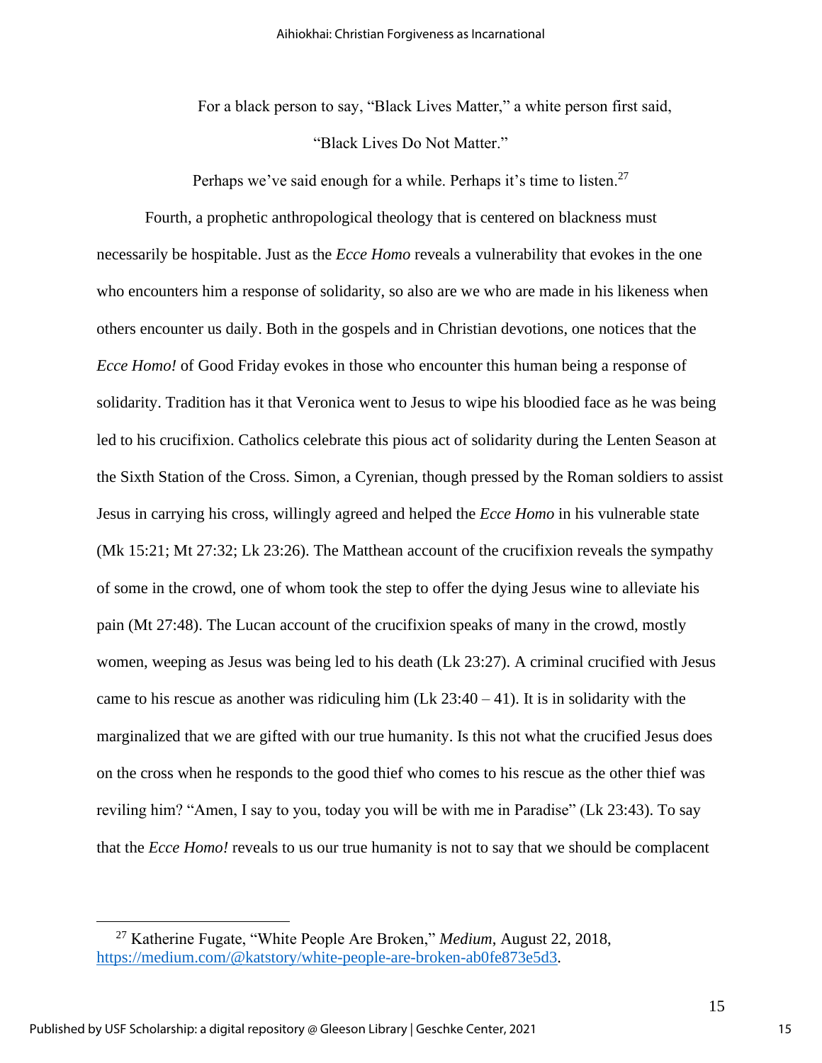For a black person to say, “Black Lives Matter,” a white person first said,

“Black Lives Do Not Matter.”

Perhaps we’ve said enough for a while. Perhaps it’s time to listen.[27]

Fourth, a prophetic anthropological theology that is centered on blackness must necessarily be hospitable. Just as the *Ecce Homo* reveals a vulnerability that evokes in the one who encounters him a response of solidarity, so also are we who are made in his likeness when others encounter us daily. Both in the gospels and in Christian devotions, one notices that the *Ecce Homo!* of Good Friday evokes in those who encounter this human being a response of solidarity. Tradition has it that Veronica went to Jesus to wipe his bloodied face as he was being led to his crucifixion. Catholics celebrate this pious act of solidarity during the Lenten Season at the Sixth Station of the Cross. Simon, a Cyrenian, though pressed by the Roman soldiers to assist Jesus in carrying his cross, willingly agreed and helped the *Ecce Homo* in his vulnerable state (Mk 15:21; Mt 27:32; Lk 23:26). The Matthean account of the crucifixion reveals the sympathy of some in the crowd, one of whom took the step to offer the dying Jesus wine to alleviate his pain (Mt 27:48). The Lucan account of the crucifixion speaks of many in the crowd, mostly women, weeping as Jesus was being led to his death (Lk 23:27). A criminal crucified with Jesus came to his rescue as another was ridiculing him (Lk 23:40 – 41). It is in solidarity with the marginalized that we are gifted with our true humanity. Is this not what the crucified Jesus does on the cross when he responds to the good thief who comes to his rescue as the other thief was reviling him? “Amen, I say to you, today you will be with me in Paradise” (Lk 23:43). To say that the *Ecce Homo!* reveals to us our true humanity is not to say that we should be complacent

---

[27] Katherine Fugate, “White People Are Broken,” *Medium*, August 22, 2018, https://medium.com/@katstory/white-people-are-broken-ab0fe873e5d3.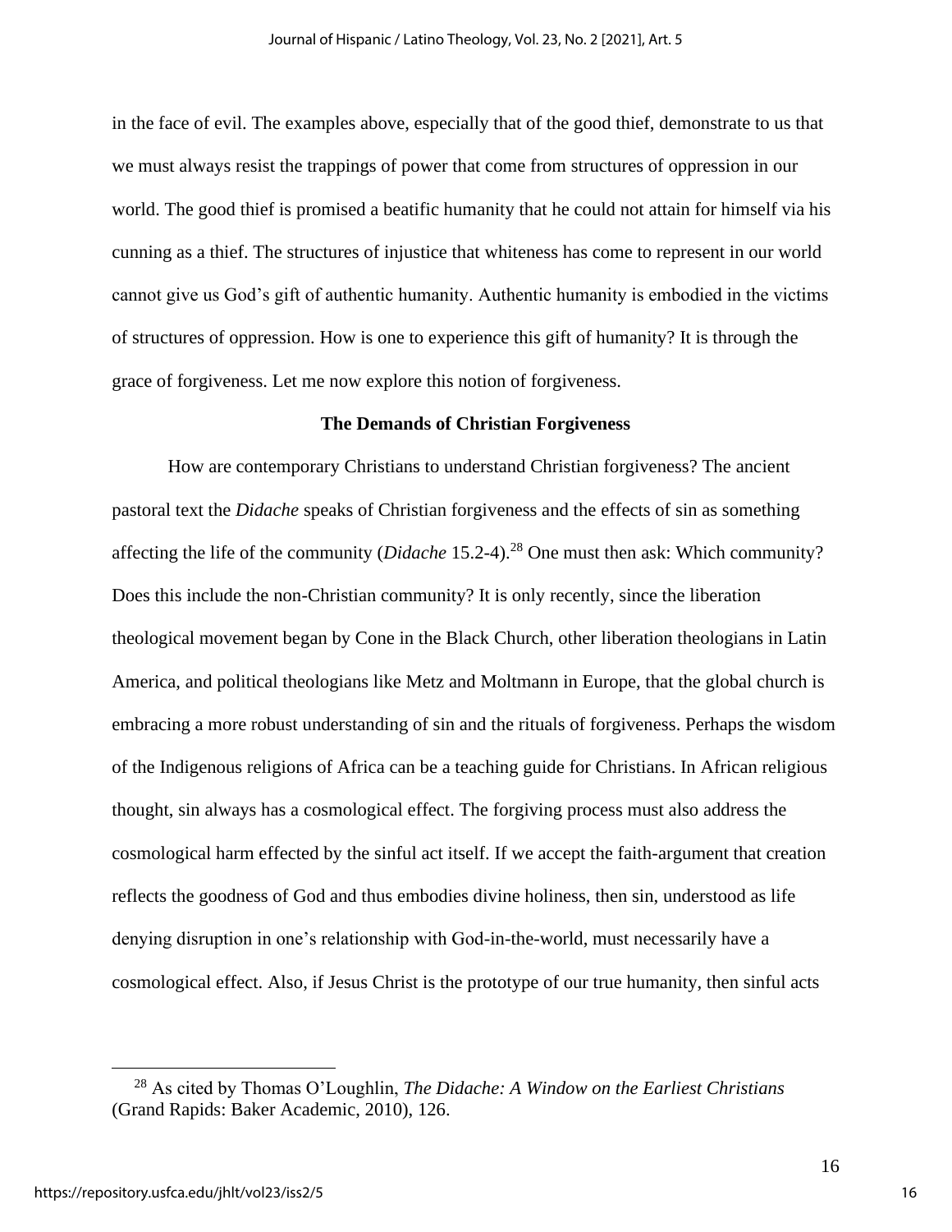in the face of evil. The examples above, especially that of the good thief, demonstrate to us that we must always resist the trappings of power that come from structures of oppression in our world. The good thief is promised a beatific humanity that he could not attain for himself via his cunning as a thief. The structures of injustice that whiteness has come to represent in our world cannot give us God's gift of authentic humanity. Authentic humanity is embodied in the victims of structures of oppression. How is one to experience this gift of humanity? It is through the grace of forgiveness. Let me now explore this notion of forgiveness.

## The Demands of Christian Forgiveness

How are contemporary Christians to understand Christian forgiveness? The ancient pastoral text the *Didache* speaks of Christian forgiveness and the effects of sin as something affecting the life of the community (*Didache* 15.2-4).[28] One must then ask: Which community? Does this include the non-Christian community? It is only recently, since the liberation theological movement began by Cone in the Black Church, other liberation theologians in Latin America, and political theologians like Metz and Moltmann in Europe, that the global church is embracing a more robust understanding of sin and the rituals of forgiveness. Perhaps the wisdom of the Indigenous religions of Africa can be a teaching guide for Christians. In African religious thought, sin always has a cosmological effect. The forgiving process must also address the cosmological harm effected by the sinful act itself. If we accept the faith-argument that creation reflects the goodness of God and thus embodies divine holiness, then sin, understood as life denying disruption in one's relationship with God-in-the-world, must necessarily have a cosmological effect. Also, if Jesus Christ is the prototype of our true humanity, then sinful acts

[28] As cited by Thomas O'Loughlin, *The Didache: A Window on the Earliest Christians* (Grand Rapids: Baker Academic, 2010), 126.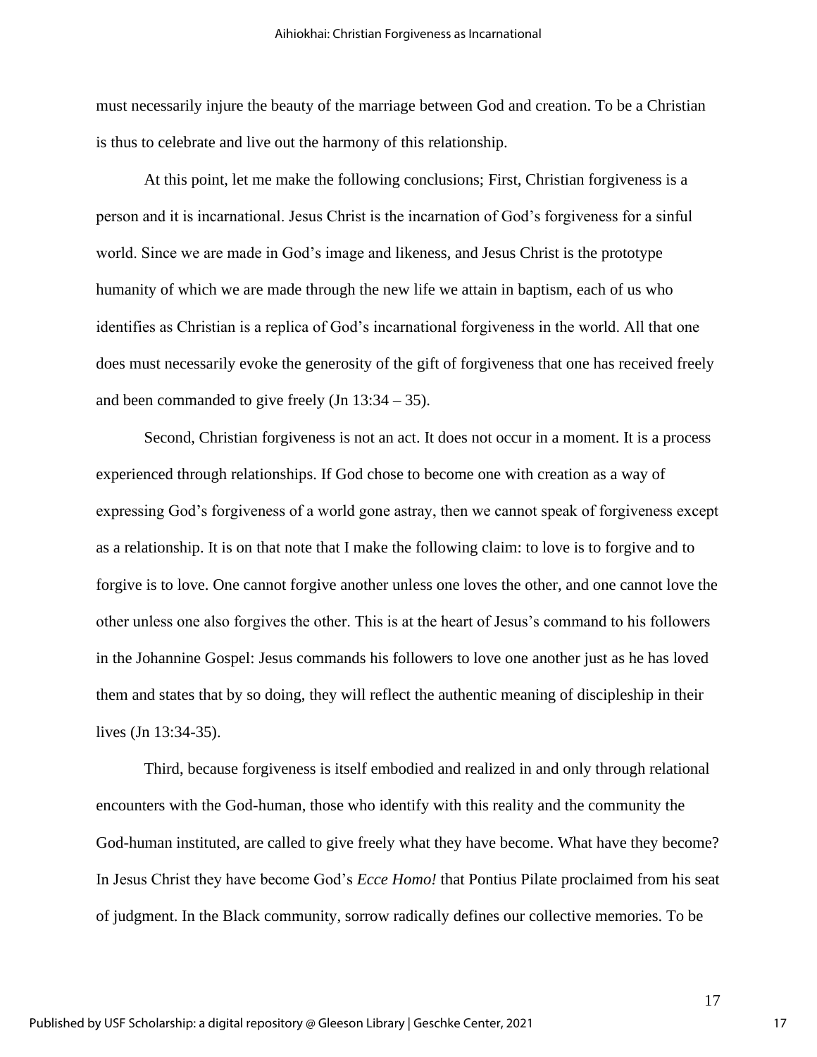must necessarily injure the beauty of the marriage between God and creation. To be a Christian is thus to celebrate and live out the harmony of this relationship.

At this point, let me make the following conclusions; First, Christian forgiveness is a person and it is incarnational. Jesus Christ is the incarnation of God's forgiveness for a sinful world. Since we are made in God's image and likeness, and Jesus Christ is the prototype humanity of which we are made through the new life we attain in baptism, each of us who identifies as Christian is a replica of God's incarnational forgiveness in the world. All that one does must necessarily evoke the generosity of the gift of forgiveness that one has received freely and been commanded to give freely (Jn 13:34 – 35).

Second, Christian forgiveness is not an act. It does not occur in a moment. It is a process experienced through relationships. If God chose to become one with creation as a way of expressing God's forgiveness of a world gone astray, then we cannot speak of forgiveness except as a relationship. It is on that note that I make the following claim: to love is to forgive and to forgive is to love. One cannot forgive another unless one loves the other, and one cannot love the other unless one also forgives the other. This is at the heart of Jesus's command to his followers in the Johannine Gospel: Jesus commands his followers to love one another just as he has loved them and states that by so doing, they will reflect the authentic meaning of discipleship in their lives (Jn 13:34-35).

Third, because forgiveness is itself embodied and realized in and only through relational encounters with the God-human, those who identify with this reality and the community the God-human instituted, are called to give freely what they have become. What have they become? In Jesus Christ they have become God's *Ecce Homo!* that Pontius Pilate proclaimed from his seat of judgment. In the Black community, sorrow radically defines our collective memories. To be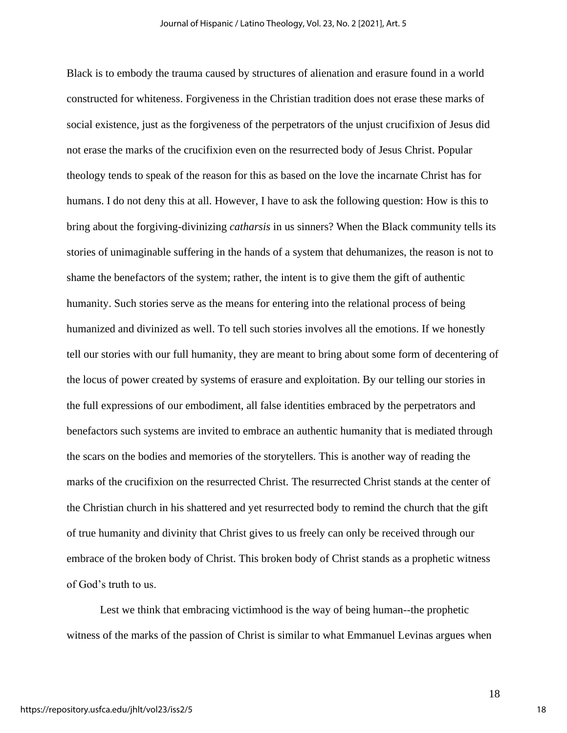Black is to embody the trauma caused by structures of alienation and erasure found in a world constructed for whiteness. Forgiveness in the Christian tradition does not erase these marks of social existence, just as the forgiveness of the perpetrators of the unjust crucifixion of Jesus did not erase the marks of the crucifixion even on the resurrected body of Jesus Christ. Popular theology tends to speak of the reason for this as based on the love the incarnate Christ has for humans. I do not deny this at all. However, I have to ask the following question: How is this to bring about the forgiving-divinizing *catharsis* in us sinners? When the Black community tells its stories of unimaginable suffering in the hands of a system that dehumanizes, the reason is not to shame the benefactors of the system; rather, the intent is to give them the gift of authentic humanity. Such stories serve as the means for entering into the relational process of being humanized and divinized as well. To tell such stories involves all the emotions. If we honestly tell our stories with our full humanity, they are meant to bring about some form of decentering of the locus of power created by systems of erasure and exploitation. By our telling our stories in the full expressions of our embodiment, all false identities embraced by the perpetrators and benefactors such systems are invited to embrace an authentic humanity that is mediated through the scars on the bodies and memories of the storytellers. This is another way of reading the marks of the crucifixion on the resurrected Christ. The resurrected Christ stands at the center of the Christian church in his shattered and yet resurrected body to remind the church that the gift of true humanity and divinity that Christ gives to us freely can only be received through our embrace of the broken body of Christ. This broken body of Christ stands as a prophetic witness of God's truth to us.

Lest we think that embracing victimhood is the way of being human--the prophetic witness of the marks of the passion of Christ is similar to what Emmanuel Levinas argues when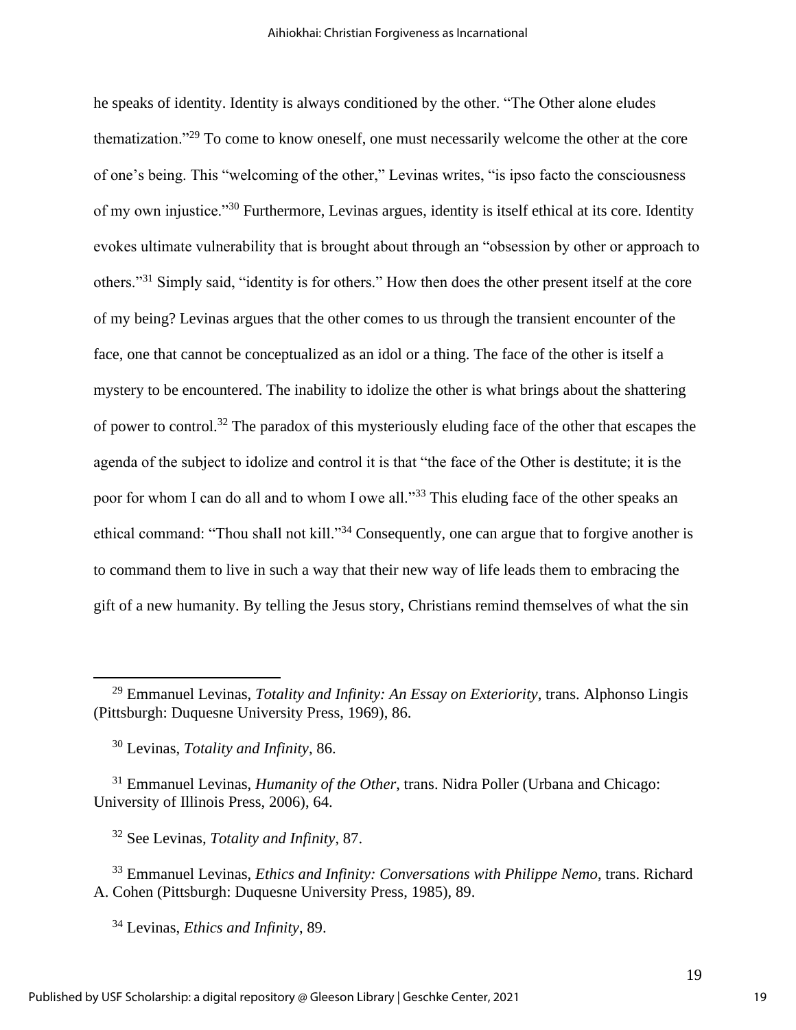he speaks of identity. Identity is always conditioned by the other. "The Other alone eludes thematization."[29] To come to know oneself, one must necessarily welcome the other at the core of one's being. This "welcoming of the other," Levinas writes, "is ipso facto the consciousness of my own injustice."[30] Furthermore, Levinas argues, identity is itself ethical at its core. Identity evokes ultimate vulnerability that is brought about through an "obsession by other or approach to others."[31] Simply said, "identity is for others." How then does the other present itself at the core of my being? Levinas argues that the other comes to us through the transient encounter of the face, one that cannot be conceptualized as an idol or a thing. The face of the other is itself a mystery to be encountered. The inability to idolize the other is what brings about the shattering of power to control.[32] The paradox of this mysteriously eluding face of the other that escapes the agenda of the subject to idolize and control it is that "the face of the Other is destitute; it is the poor for whom I can do all and to whom I owe all."[33] This eluding face of the other speaks an ethical command: "Thou shall not kill."[34] Consequently, one can argue that to forgive another is to command them to live in such a way that their new way of life leads them to embracing the gift of a new humanity. By telling the Jesus story, Christians remind themselves of what the sin

---

[29] Emmanuel Levinas, *Totality and Infinity: An Essay on Exteriority*, trans. Alphonso Lingis (Pittsburgh: Duquesne University Press, 1969), 86.

[30] Levinas, *Totality and Infinity*, 86.

[31] Emmanuel Levinas, *Humanity of the Other*, trans. Nidra Poller (Urbana and Chicago: University of Illinois Press, 2006), 64.

[32] See Levinas, *Totality and Infinity*, 87.

[33] Emmanuel Levinas, *Ethics and Infinity: Conversations with Philippe Nemo*, trans. Richard A. Cohen (Pittsburgh: Duquesne University Press, 1985), 89.

[34] Levinas, *Ethics and Infinity*, 89.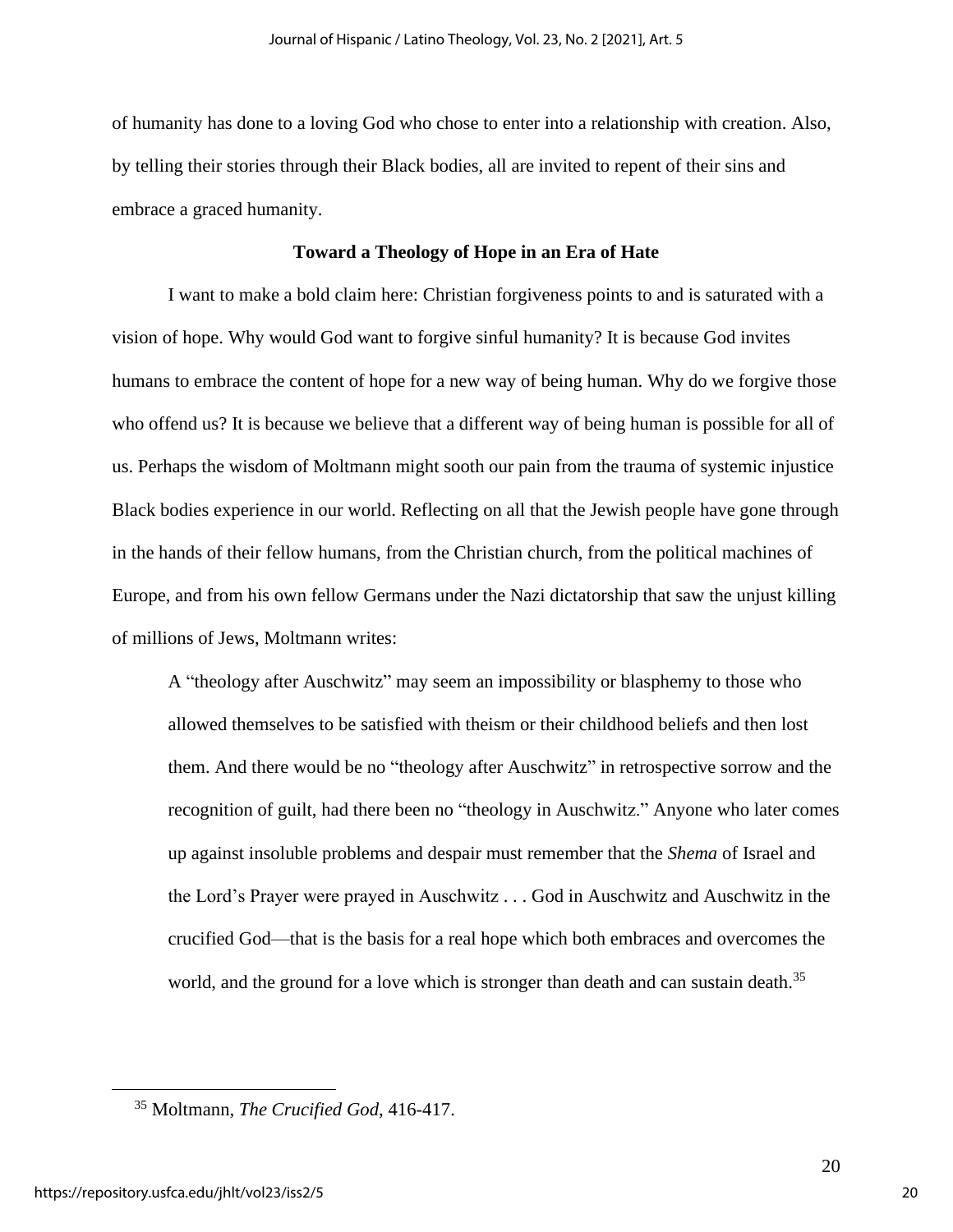of humanity has done to a loving God who chose to enter into a relationship with creation. Also, by telling their stories through their Black bodies, all are invited to repent of their sins and embrace a graced humanity.

### Toward a Theology of Hope in an Era of Hate

I want to make a bold claim here: Christian forgiveness points to and is saturated with a vision of hope. Why would God want to forgive sinful humanity? It is because God invites humans to embrace the content of hope for a new way of being human. Why do we forgive those who offend us? It is because we believe that a different way of being human is possible for all of us. Perhaps the wisdom of Moltmann might sooth our pain from the trauma of systemic injustice Black bodies experience in our world. Reflecting on all that the Jewish people have gone through in the hands of their fellow humans, from the Christian church, from the political machines of Europe, and from his own fellow Germans under the Nazi dictatorship that saw the unjust killing of millions of Jews, Moltmann writes:

> A "theology after Auschwitz" may seem an impossibility or blasphemy to those who allowed themselves to be satisfied with theism or their childhood beliefs and then lost them. And there would be no "theology after Auschwitz" in retrospective sorrow and the recognition of guilt, had there been no "theology in Auschwitz." Anyone who later comes up against insoluble problems and despair must remember that the *Shema* of Israel and the Lord's Prayer were prayed in Auschwitz . . . God in Auschwitz and Auschwitz in the crucified God—that is the basis for a real hope which both embraces and overcomes the world, and the ground for a love which is stronger than death and can sustain death.[35]

[35] Moltmann, *The Crucified God*, 416-417.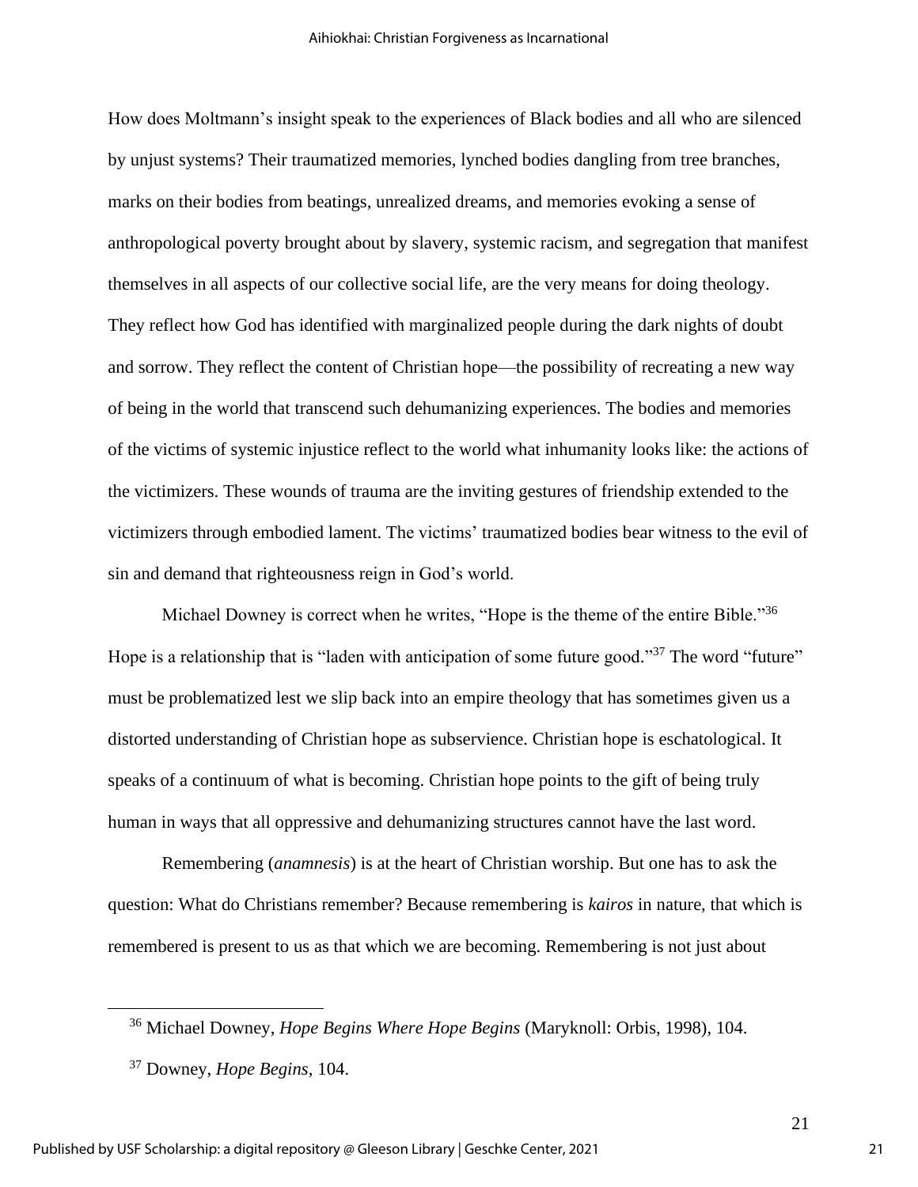How does Moltmann's insight speak to the experiences of Black bodies and all who are silenced by unjust systems? Their traumatized memories, lynched bodies dangling from tree branches, marks on their bodies from beatings, unrealized dreams, and memories evoking a sense of anthropological poverty brought about by slavery, systemic racism, and segregation that manifest themselves in all aspects of our collective social life, are the very means for doing theology. They reflect how God has identified with marginalized people during the dark nights of doubt and sorrow. They reflect the content of Christian hope—the possibility of recreating a new way of being in the world that transcend such dehumanizing experiences. The bodies and memories of the victims of systemic injustice reflect to the world what inhumanity looks like: the actions of the victimizers. These wounds of trauma are the inviting gestures of friendship extended to the victimizers through embodied lament. The victims' traumatized bodies bear witness to the evil of sin and demand that righteousness reign in God's world.

Michael Downey is correct when he writes, "Hope is the theme of the entire Bible."[36] Hope is a relationship that is "laden with anticipation of some future good."[37] The word "future" must be problematized lest we slip back into an empire theology that has sometimes given us a distorted understanding of Christian hope as subservience. Christian hope is eschatological. It speaks of a continuum of what is becoming. Christian hope points to the gift of being truly human in ways that all oppressive and dehumanizing structures cannot have the last word.

Remembering (*anamnesis*) is at the heart of Christian worship. But one has to ask the question: What do Christians remember? Because remembering is *kairos* in nature, that which is remembered is present to us as that which we are becoming. Remembering is not just about

---

[36] Michael Downey, *Hope Begins Where Hope Begins* (Maryknoll: Orbis, 1998), 104.

[37] Downey, *Hope Begins*, 104.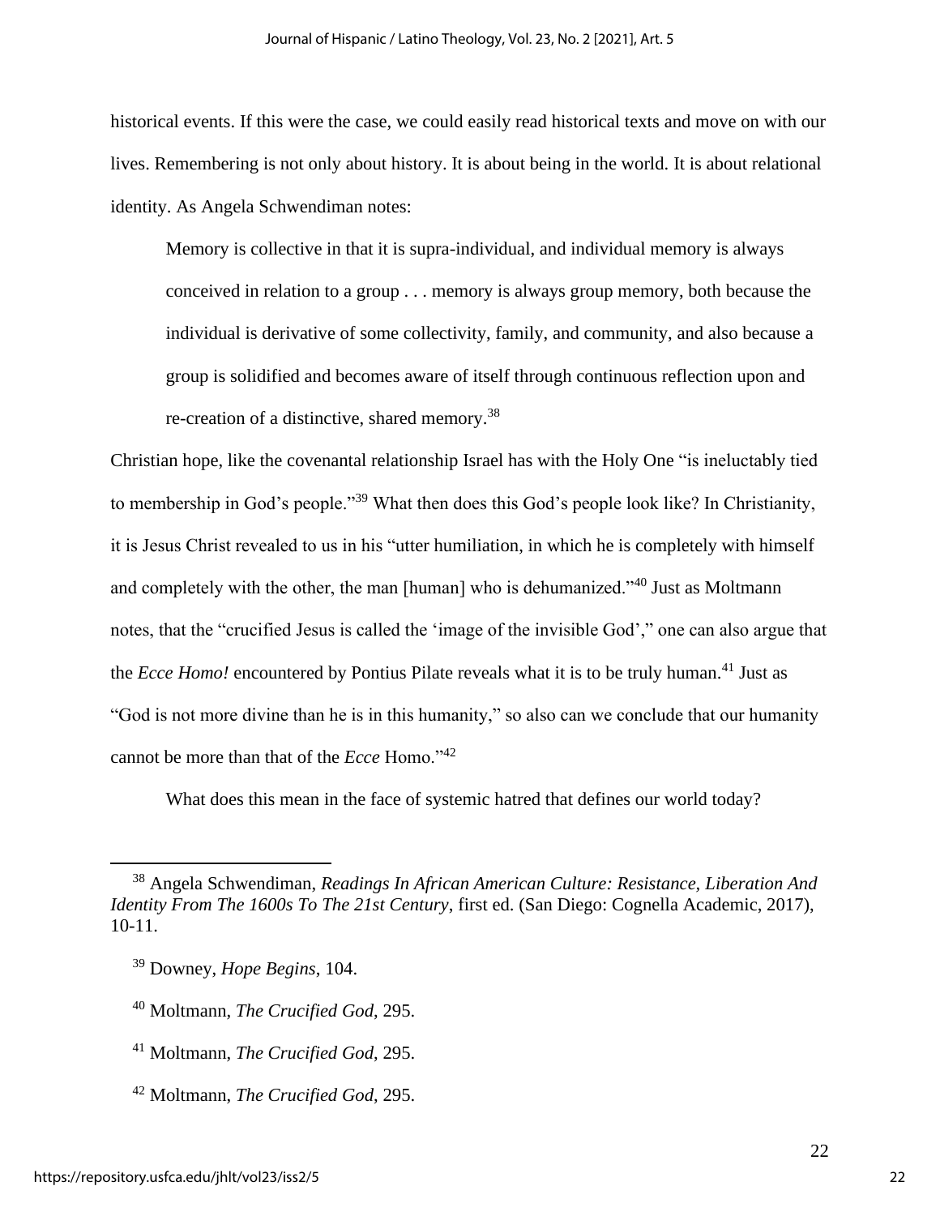historical events. If this were the case, we could easily read historical texts and move on with our lives. Remembering is not only about history. It is about being in the world. It is about relational identity. As Angela Schwendiman notes:

> Memory is collective in that it is supra-individual, and individual memory is always conceived in relation to a group . . . memory is always group memory, both because the individual is derivative of some collectivity, family, and community, and also because a group is solidified and becomes aware of itself through continuous reflection upon and re-creation of a distinctive, shared memory.[38]

Christian hope, like the covenantal relationship Israel has with the Holy One "is ineluctably tied to membership in God's people."[39] What then does this God's people look like? In Christianity, it is Jesus Christ revealed to us in his "utter humiliation, in which he is completely with himself and completely with the other, the man [human] who is dehumanized."[40] Just as Moltmann notes, that the "crucified Jesus is called the 'image of the invisible God'," one can also argue that the *Ecce Homo!* encountered by Pontius Pilate reveals what it is to be truly human.[41] Just as "God is not more divine than he is in this humanity," so also can we conclude that our humanity cannot be more than that of the *Ecce* Homo."[42]

What does this mean in the face of systemic hatred that defines our world today?

---

[38] Angela Schwendiman, *Readings In African American Culture: Resistance, Liberation And Identity From The 1600s To The 21st Century*, first ed. (San Diego: Cognella Academic, 2017), 10-11.

[39] Downey, *Hope Begins*, 104.

[40] Moltmann, *The Crucified God*, 295.

[41] Moltmann, *The Crucified God*, 295.

[42] Moltmann, *The Crucified God*, 295.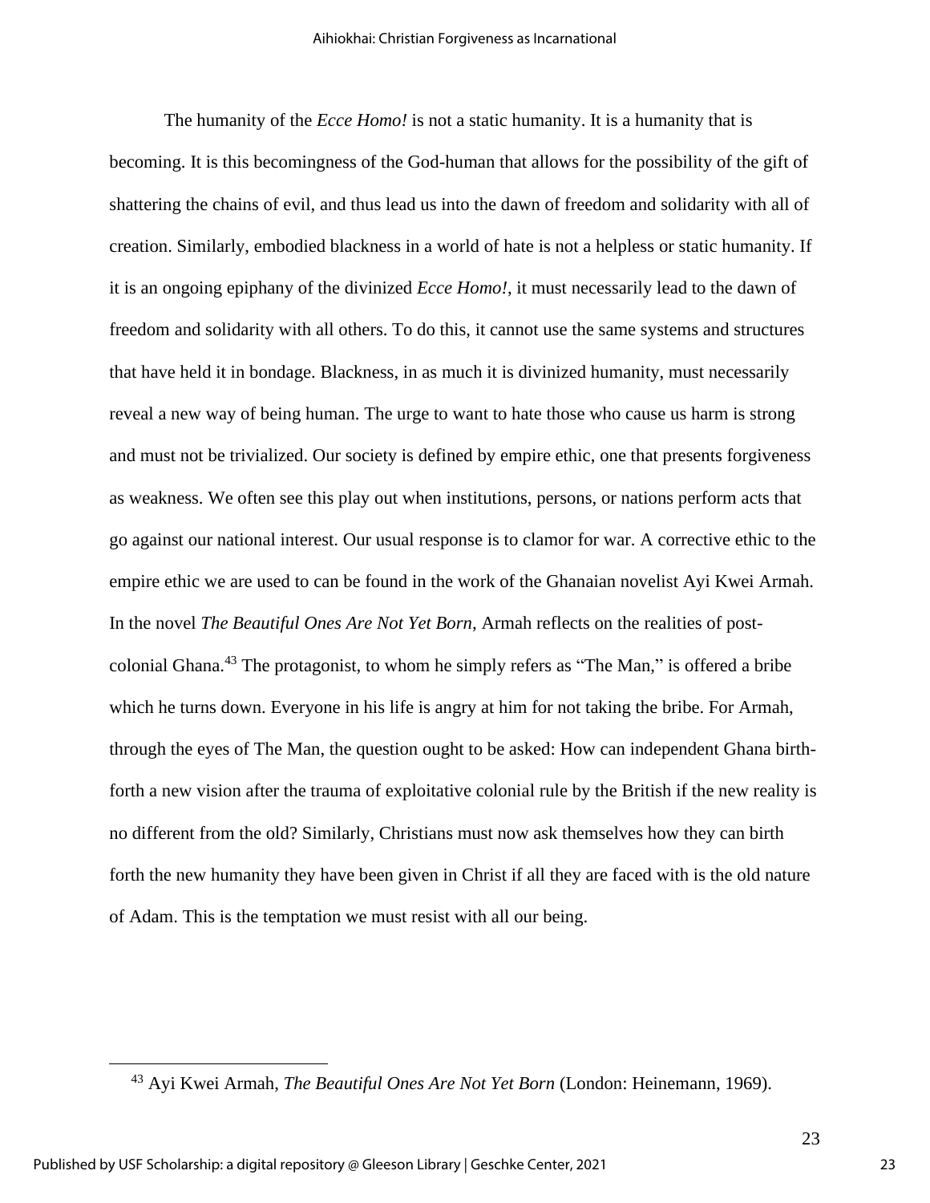The humanity of the *Ecce Homo!* is not a static humanity. It is a humanity that is becoming. It is this becomingness of the God-human that allows for the possibility of the gift of shattering the chains of evil, and thus lead us into the dawn of freedom and solidarity with all of creation. Similarly, embodied blackness in a world of hate is not a helpless or static humanity. If it is an ongoing epiphany of the divinized *Ecce Homo!*, it must necessarily lead to the dawn of freedom and solidarity with all others. To do this, it cannot use the same systems and structures that have held it in bondage. Blackness, in as much it is divinized humanity, must necessarily reveal a new way of being human. The urge to want to hate those who cause us harm is strong and must not be trivialized. Our society is defined by empire ethic, one that presents forgiveness as weakness. We often see this play out when institutions, persons, or nations perform acts that go against our national interest. Our usual response is to clamor for war. A corrective ethic to the empire ethic we are used to can be found in the work of the Ghanaian novelist Ayi Kwei Armah. In the novel *The Beautiful Ones Are Not Yet Born*, Armah reflects on the realities of post-colonial Ghana.[43] The protagonist, to whom he simply refers as "The Man," is offered a bribe which he turns down. Everyone in his life is angry at him for not taking the bribe. For Armah, through the eyes of The Man, the question ought to be asked: How can independent Ghana birth-forth a new vision after the trauma of exploitative colonial rule by the British if the new reality is no different from the old? Similarly, Christians must now ask themselves how they can birth forth the new humanity they have been given in Christ if all they are faced with is the old nature of Adam. This is the temptation we must resist with all our being.

[43] Ayi Kwei Armah, *The Beautiful Ones Are Not Yet Born* (London: Heinemann, 1969).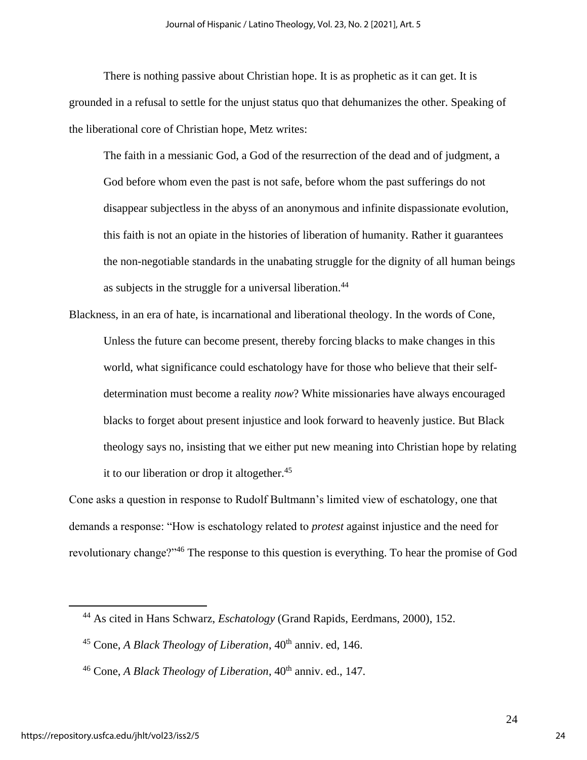There is nothing passive about Christian hope. It is as prophetic as it can get. It is grounded in a refusal to settle for the unjust status quo that dehumanizes the other. Speaking of the liberational core of Christian hope, Metz writes:

> The faith in a messianic God, a God of the resurrection of the dead and of judgment, a God before whom even the past is not safe, before whom the past sufferings do not disappear subjectless in the abyss of an anonymous and infinite dispassionate evolution, this faith is not an opiate in the histories of liberation of humanity. Rather it guarantees the non-negotiable standards in the unabating struggle for the dignity of all human beings as subjects in the struggle for a universal liberation.[44]

Blackness, in an era of hate, is incarnational and liberational theology. In the words of Cone,

> Unless the future can become present, thereby forcing blacks to make changes in this world, what significance could eschatology have for those who believe that their self-determination must become a reality *now*? White missionaries have always encouraged blacks to forget about present injustice and look forward to heavenly justice. But Black theology says no, insisting that we either put new meaning into Christian hope by relating it to our liberation or drop it altogether.[45]

Cone asks a question in response to Rudolf Bultmann's limited view of eschatology, one that demands a response: "How is eschatology related to *protest* against injustice and the need for revolutionary change?"[46] The response to this question is everything. To hear the promise of God

---

[44] As cited in Hans Schwarz, *Eschatology* (Grand Rapids, Eerdmans, 2000), 152.

[45] Cone, *A Black Theology of Liberation*, 40th anniv. ed, 146.

[46] Cone, *A Black Theology of Liberation*, 40th anniv. ed., 147.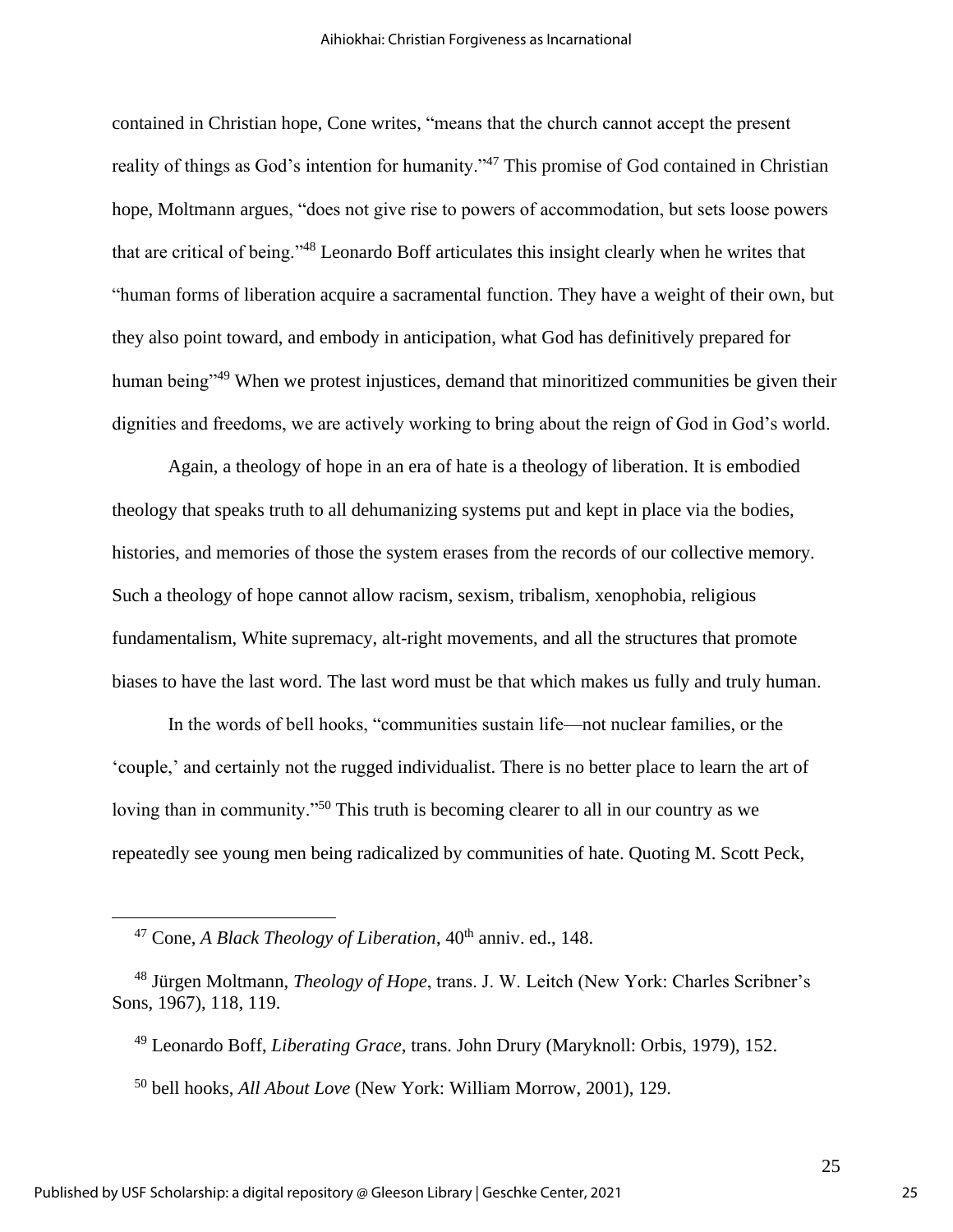contained in Christian hope, Cone writes, "means that the church cannot accept the present reality of things as God's intention for humanity."[47] This promise of God contained in Christian hope, Moltmann argues, "does not give rise to powers of accommodation, but sets loose powers that are critical of being."[48] Leonardo Boff articulates this insight clearly when he writes that "human forms of liberation acquire a sacramental function. They have a weight of their own, but they also point toward, and embody in anticipation, what God has definitively prepared for human being"[49] When we protest injustices, demand that minoritized communities be given their dignities and freedoms, we are actively working to bring about the reign of God in God's world.

Again, a theology of hope in an era of hate is a theology of liberation. It is embodied theology that speaks truth to all dehumanizing systems put and kept in place via the bodies, histories, and memories of those the system erases from the records of our collective memory. Such a theology of hope cannot allow racism, sexism, tribalism, xenophobia, religious fundamentalism, White supremacy, alt-right movements, and all the structures that promote biases to have the last word. The last word must be that which makes us fully and truly human.

In the words of bell hooks, "communities sustain life—not nuclear families, or the 'couple,' and certainly not the rugged individualist. There is no better place to learn the art of loving than in community."[50] This truth is becoming clearer to all in our country as we repeatedly see young men being radicalized by communities of hate. Quoting M. Scott Peck,

---

[47] Cone, *A Black Theology of Liberation*, 40th anniv. ed., 148.

[48] Jürgen Moltmann, *Theology of Hope*, trans. J. W. Leitch (New York: Charles Scribner's Sons, 1967), 118, 119.

[49] Leonardo Boff, *Liberating Grace*, trans. John Drury (Maryknoll: Orbis, 1979), 152.

[50] bell hooks, *All About Love* (New York: William Morrow, 2001), 129.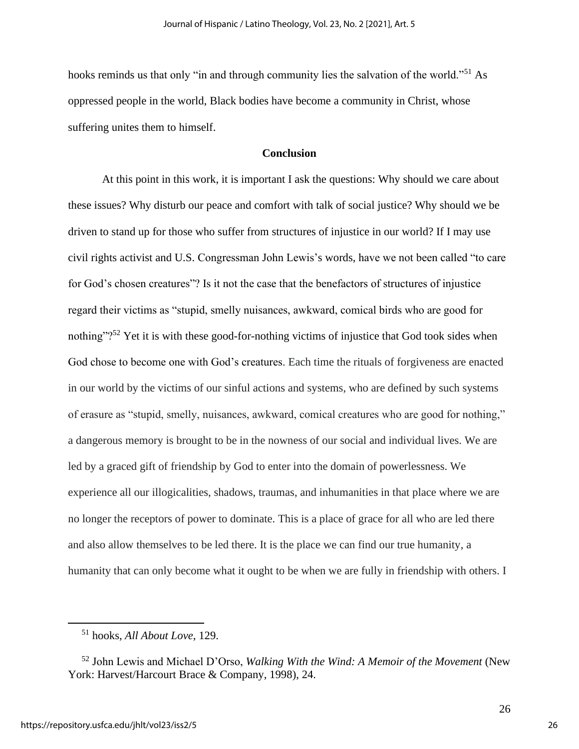hooks reminds us that only "in and through community lies the salvation of the world."[51] As oppressed people in the world, Black bodies have become a community in Christ, whose suffering unites them to himself.

## Conclusion

At this point in this work, it is important I ask the questions: Why should we care about these issues? Why disturb our peace and comfort with talk of social justice? Why should we be driven to stand up for those who suffer from structures of injustice in our world? If I may use civil rights activist and U.S. Congressman John Lewis's words, have we not been called "to care for God's chosen creatures"? Is it not the case that the benefactors of structures of injustice regard their victims as "stupid, smelly nuisances, awkward, comical birds who are good for nothing"?[52] Yet it is with these good-for-nothing victims of injustice that God took sides when God chose to become one with God's creatures. Each time the rituals of forgiveness are enacted in our world by the victims of our sinful actions and systems, who are defined by such systems of erasure as "stupid, smelly, nuisances, awkward, comical creatures who are good for nothing," a dangerous memory is brought to be in the nowness of our social and individual lives. We are led by a graced gift of friendship by God to enter into the domain of powerlessness. We experience all our illogicalities, shadows, traumas, and inhumanities in that place where we are no longer the receptors of power to dominate. This is a place of grace for all who are led there and also allow themselves to be led there. It is the place we can find our true humanity, a humanity that can only become what it ought to be when we are fully in friendship with others. I

---

[51] hooks, *All About Love*, 129.

[52] John Lewis and Michael D'Orso, *Walking With the Wind: A Memoir of the Movement* (New York: Harvest/Harcourt Brace & Company, 1998), 24.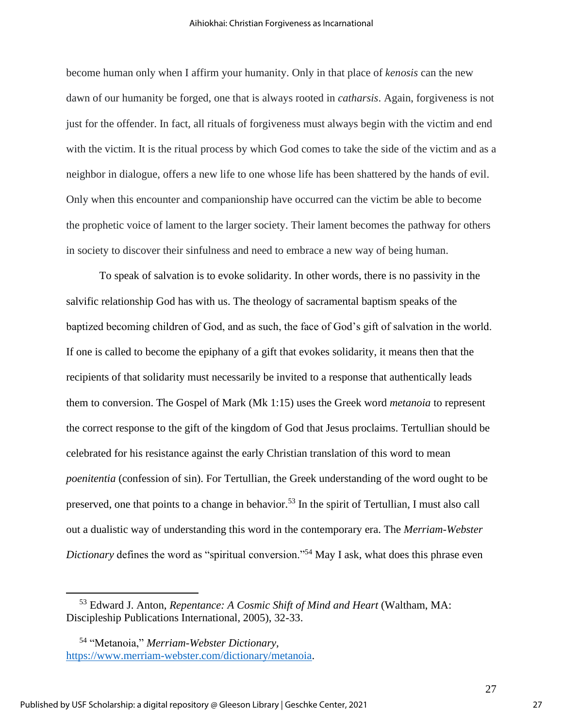become human only when I affirm your humanity. Only in that place of *kenosis* can the new dawn of our humanity be forged, one that is always rooted in *catharsis*. Again, forgiveness is not just for the offender. In fact, all rituals of forgiveness must always begin with the victim and end with the victim. It is the ritual process by which God comes to take the side of the victim and as a neighbor in dialogue, offers a new life to one whose life has been shattered by the hands of evil. Only when this encounter and companionship have occurred can the victim be able to become the prophetic voice of lament to the larger society. Their lament becomes the pathway for others in society to discover their sinfulness and need to embrace a new way of being human.

To speak of salvation is to evoke solidarity. In other words, there is no passivity in the salvific relationship God has with us. The theology of sacramental baptism speaks of the baptized becoming children of God, and as such, the face of God's gift of salvation in the world. If one is called to become the epiphany of a gift that evokes solidarity, it means then that the recipients of that solidarity must necessarily be invited to a response that authentically leads them to conversion. The Gospel of Mark (Mk 1:15) uses the Greek word *metanoia* to represent the correct response to the gift of the kingdom of God that Jesus proclaims. Tertullian should be celebrated for his resistance against the early Christian translation of this word to mean *poenitentia* (confession of sin). For Tertullian, the Greek understanding of the word ought to be preserved, one that points to a change in behavior.[53] In the spirit of Tertullian, I must also call out a dualistic way of understanding this word in the contemporary era. The *Merriam-Webster Dictionary* defines the word as "spiritual conversion."[54] May I ask, what does this phrase even

---

[53] Edward J. Anton, *Repentance: A Cosmic Shift of Mind and Heart* (Waltham, MA: Discipleship Publications International, 2005), 32-33.

[54] "Metanoia," *Merriam-Webster Dictionary*, https://www.merriam-webster.com/dictionary/metanoia.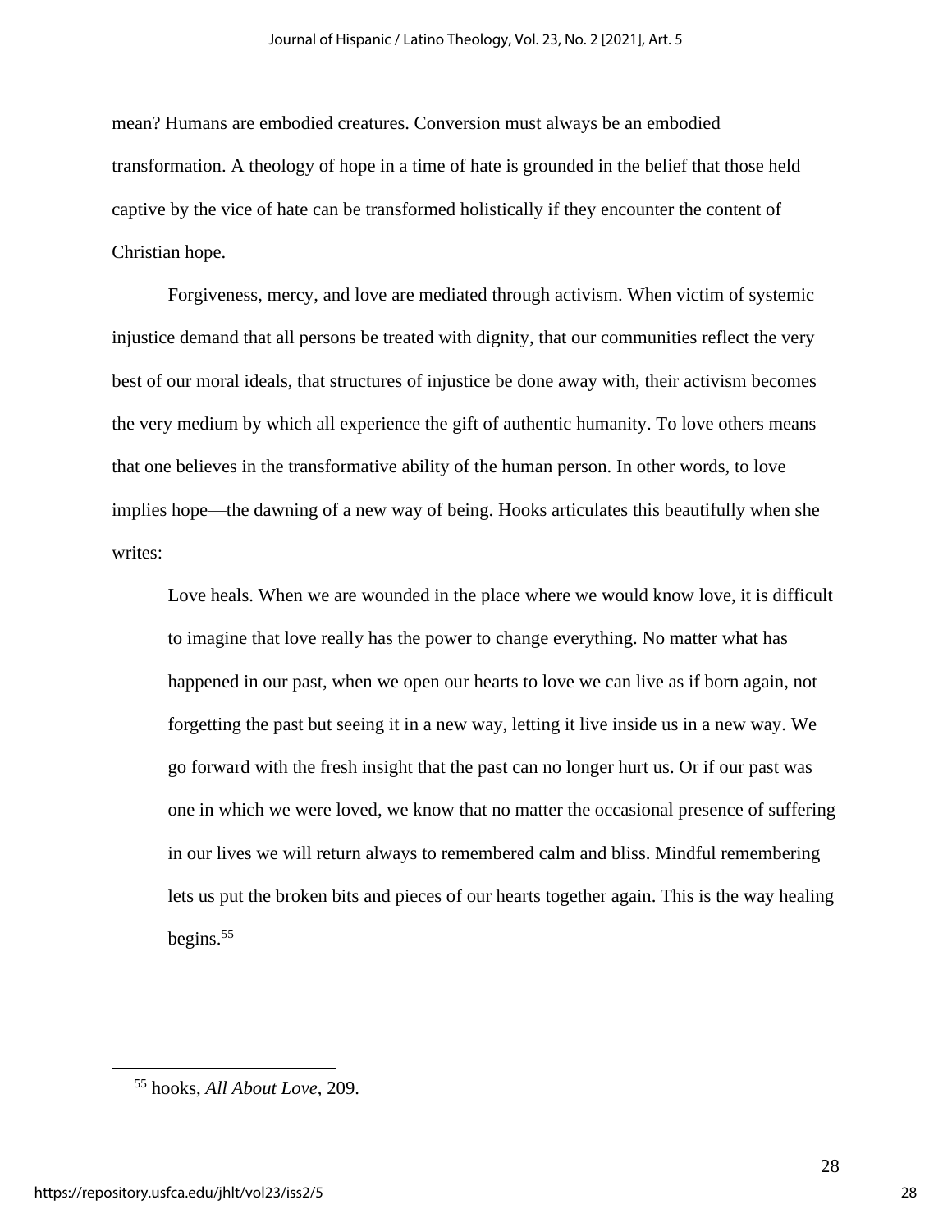mean? Humans are embodied creatures. Conversion must always be an embodied transformation. A theology of hope in a time of hate is grounded in the belief that those held captive by the vice of hate can be transformed holistically if they encounter the content of Christian hope.

Forgiveness, mercy, and love are mediated through activism. When victim of systemic injustice demand that all persons be treated with dignity, that our communities reflect the very best of our moral ideals, that structures of injustice be done away with, their activism becomes the very medium by which all experience the gift of authentic humanity. To love others means that one believes in the transformative ability of the human person. In other words, to love implies hope—the dawning of a new way of being. Hooks articulates this beautifully when she writes:

> Love heals. When we are wounded in the place where we would know love, it is difficult to imagine that love really has the power to change everything. No matter what has happened in our past, when we open our hearts to love we can live as if born again, not forgetting the past but seeing it in a new way, letting it live inside us in a new way. We go forward with the fresh insight that the past can no longer hurt us. Or if our past was one in which we were loved, we know that no matter the occasional presence of suffering in our lives we will return always to remembered calm and bliss. Mindful remembering lets us put the broken bits and pieces of our hearts together again. This is the way healing begins.[55]

---

[55] hooks, *All About Love*, 209.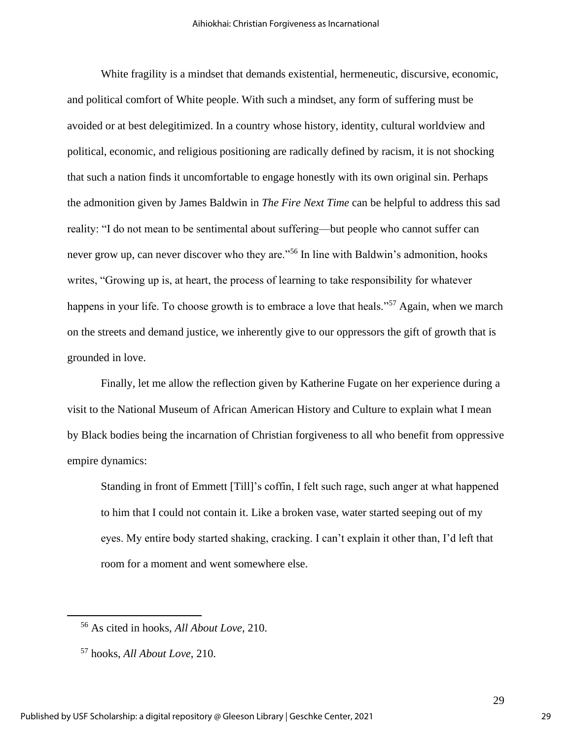White fragility is a mindset that demands existential, hermeneutic, discursive, economic, and political comfort of White people. With such a mindset, any form of suffering must be avoided or at best delegitimized. In a country whose history, identity, cultural worldview and political, economic, and religious positioning are radically defined by racism, it is not shocking that such a nation finds it uncomfortable to engage honestly with its own original sin. Perhaps the admonition given by James Baldwin in *The Fire Next Time* can be helpful to address this sad reality: "I do not mean to be sentimental about suffering—but people who cannot suffer can never grow up, can never discover who they are."[56] In line with Baldwin's admonition, hooks writes, "Growing up is, at heart, the process of learning to take responsibility for whatever happens in your life. To choose growth is to embrace a love that heals."[57] Again, when we march on the streets and demand justice, we inherently give to our oppressors the gift of growth that is grounded in love.

Finally, let me allow the reflection given by Katherine Fugate on her experience during a visit to the National Museum of African American History and Culture to explain what I mean by Black bodies being the incarnation of Christian forgiveness to all who benefit from oppressive empire dynamics:

> Standing in front of Emmett [Till]'s coffin, I felt such rage, such anger at what happened to him that I could not contain it. Like a broken vase, water started seeping out of my eyes. My entire body started shaking, cracking. I can't explain it other than, I'd left that room for a moment and went somewhere else.

---

[56] As cited in hooks, *All About Love*, 210.

[57] hooks, *All About Love*, 210.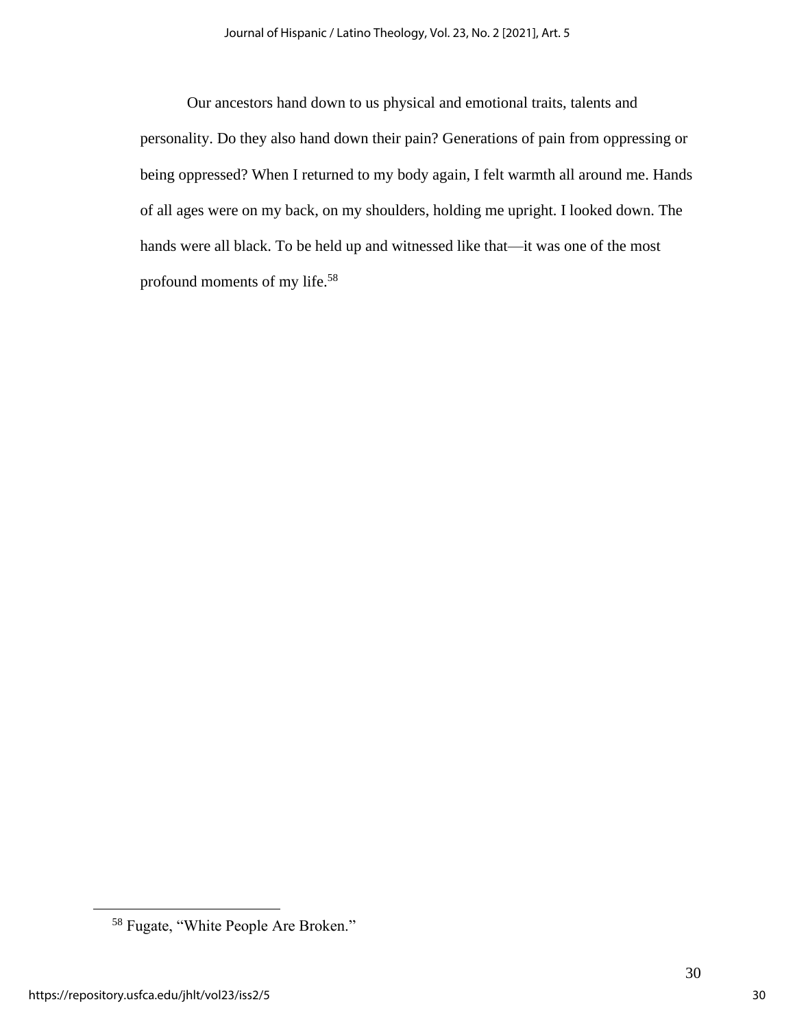Our ancestors hand down to us physical and emotional traits, talents and personality. Do they also hand down their pain? Generations of pain from oppressing or being oppressed? When I returned to my body again, I felt warmth all around me. Hands of all ages were on my back, on my shoulders, holding me upright. I looked down. The hands were all black. To be held up and witnessed like that—it was one of the most profound moments of my life.[58]

---

[58] Fugate, "White People Are Broken."